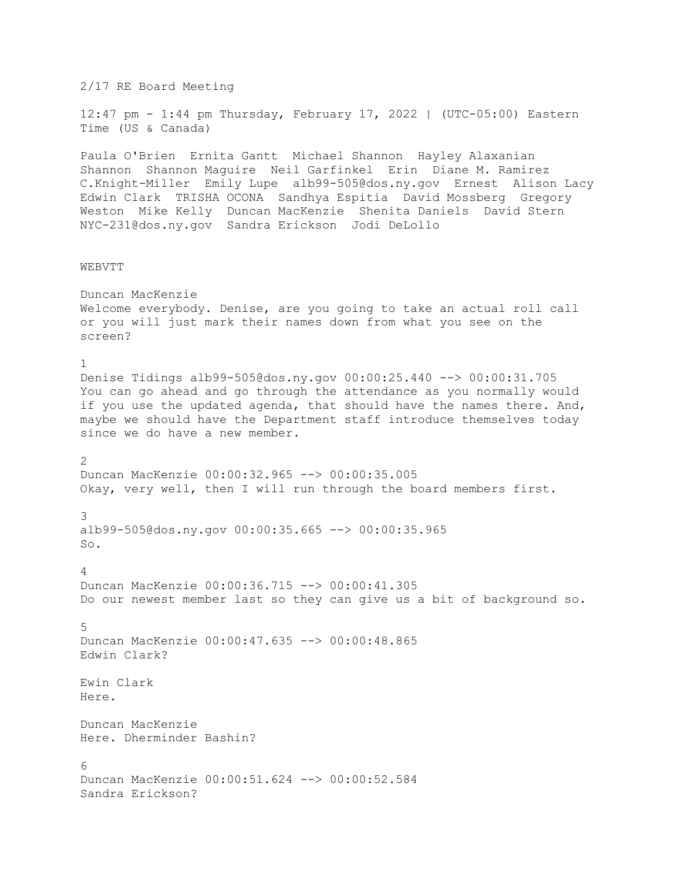2/17 RE Board Meeting

12:47 pm - 1:44 pm Thursday, February 17, 2022 | (UTC-05:00) Eastern Time (US & Canada)

Paula O'Brien Ernita Gantt Michael Shannon Hayley Alaxanian Shannon Shannon Maguire Neil Garfinkel Erin Diane M. Ramirez C.Knight-Miller Emily Lupe alb99-505@dos.ny.gov Ernest Alison Lacy Edwin Clark TRISHA OCONA Sandhya Espitia David Mossberg Gregory Weston Mike Kelly Duncan MacKenzie Shenita Daniels David Stern NYC-231@dos.ny.gov Sandra Erickson Jodi DeLollo

WEBVTT

Duncan MacKenzie
Welcome everybody. Denise, are you going to take an actual roll call or you will just mark their names down from what you see on the screen?

1
Denise Tidings alb99-505@dos.ny.gov 00:00:25.440 --> 00:00:31.705
You can go ahead and go through the attendance as you normally would if you use the updated agenda, that should have the names there. And, maybe we should have the Department staff introduce themselves today since we do have a new member.

2
Duncan MacKenzie 00:00:32.965 --> 00:00:35.005
Okay, very well, then I will run through the board members first.

3
alb99-505@dos.ny.gov 00:00:35.665 --> 00:00:35.965
So.

4
Duncan MacKenzie 00:00:36.715 --> 00:00:41.305
Do our newest member last so they can give us a bit of background so.

5
Duncan MacKenzie 00:00:47.635 --> 00:00:48.865
Edwin Clark?

Ewin Clark
Here.

Duncan MacKenzie
Here. Dherminder Bashin?

6
Duncan MacKenzie 00:00:51.624 --> 00:00:52.584
Sandra Erickson?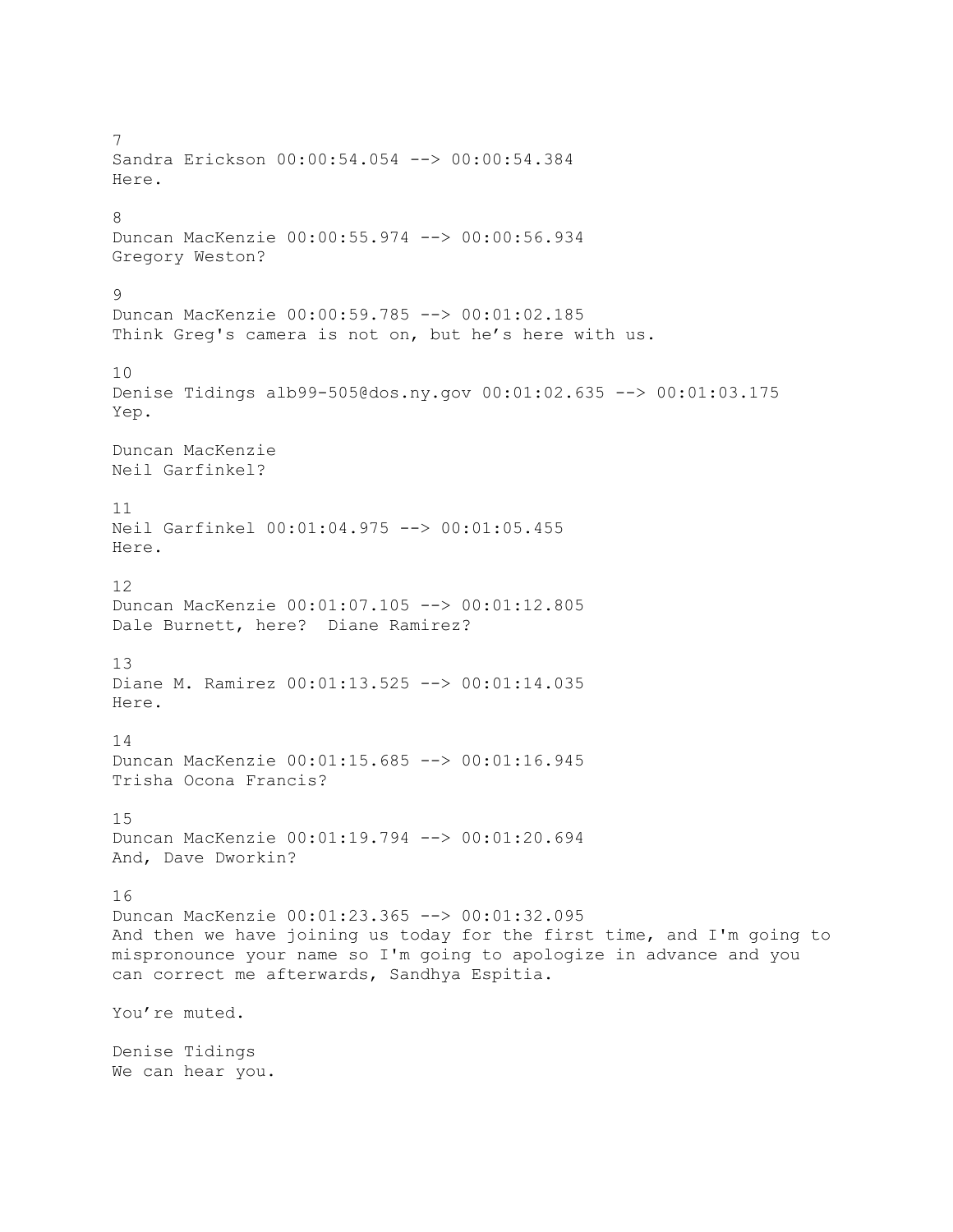7
Sandra Erickson 00:00:54.054 --> 00:00:54.384
Here.

8
Duncan MacKenzie 00:00:55.974 --> 00:00:56.934
Gregory Weston?

9
Duncan MacKenzie 00:00:59.785 --> 00:01:02.185
Think Greg's camera is not on, but he's here with us.

10
Denise Tidings alb99-505@dos.ny.gov 00:01:02.635 --> 00:01:03.175
Yep.

Duncan MacKenzie
Neil Garfinkel?

11
Neil Garfinkel 00:01:04.975 --> 00:01:05.455
Here.

12
Duncan MacKenzie 00:01:07.105 --> 00:01:12.805
Dale Burnett, here?  Diane Ramirez?

13
Diane M. Ramirez 00:01:13.525 --> 00:01:14.035
Here.

14
Duncan MacKenzie 00:01:15.685 --> 00:01:16.945
Trisha Ocona Francis?

15
Duncan MacKenzie 00:01:19.794 --> 00:01:20.694
And, Dave Dworkin?

16
Duncan MacKenzie 00:01:23.365 --> 00:01:32.095
And then we have joining us today for the first time, and I'm going to mispronounce your name so I'm going to apologize in advance and you can correct me afterwards, Sandhya Espitia.

You're muted.

Denise Tidings
We can hear you.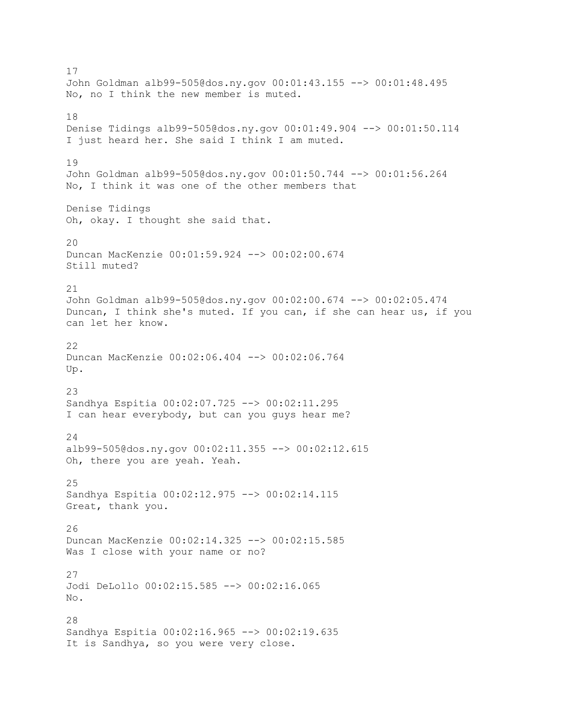17
John Goldman alb99-505@dos.ny.gov 00:01:43.155 --> 00:01:48.495
No, no I think the new member is muted.

18
Denise Tidings alb99-505@dos.ny.gov 00:01:49.904 --> 00:01:50.114
I just heard her. She said I think I am muted.

19
John Goldman alb99-505@dos.ny.gov 00:01:50.744 --> 00:01:56.264
No, I think it was one of the other members that

Denise Tidings
Oh, okay. I thought she said that.

20
Duncan MacKenzie 00:01:59.924 --> 00:02:00.674
Still muted?

21
John Goldman alb99-505@dos.ny.gov 00:02:00.674 --> 00:02:05.474
Duncan, I think she's muted. If you can, if she can hear us, if you can let her know.

22
Duncan MacKenzie 00:02:06.404 --> 00:02:06.764
Up.

23
Sandhya Espitia 00:02:07.725 --> 00:02:11.295
I can hear everybody, but can you guys hear me?

24
alb99-505@dos.ny.gov 00:02:11.355 --> 00:02:12.615
Oh, there you are yeah. Yeah.

25
Sandhya Espitia 00:02:12.975 --> 00:02:14.115
Great, thank you.

26
Duncan MacKenzie 00:02:14.325 --> 00:02:15.585
Was I close with your name or no?

27
Jodi DeLollo 00:02:15.585 --> 00:02:16.065
No.

28
Sandhya Espitia 00:02:16.965 --> 00:02:19.635
It is Sandhya, so you were very close.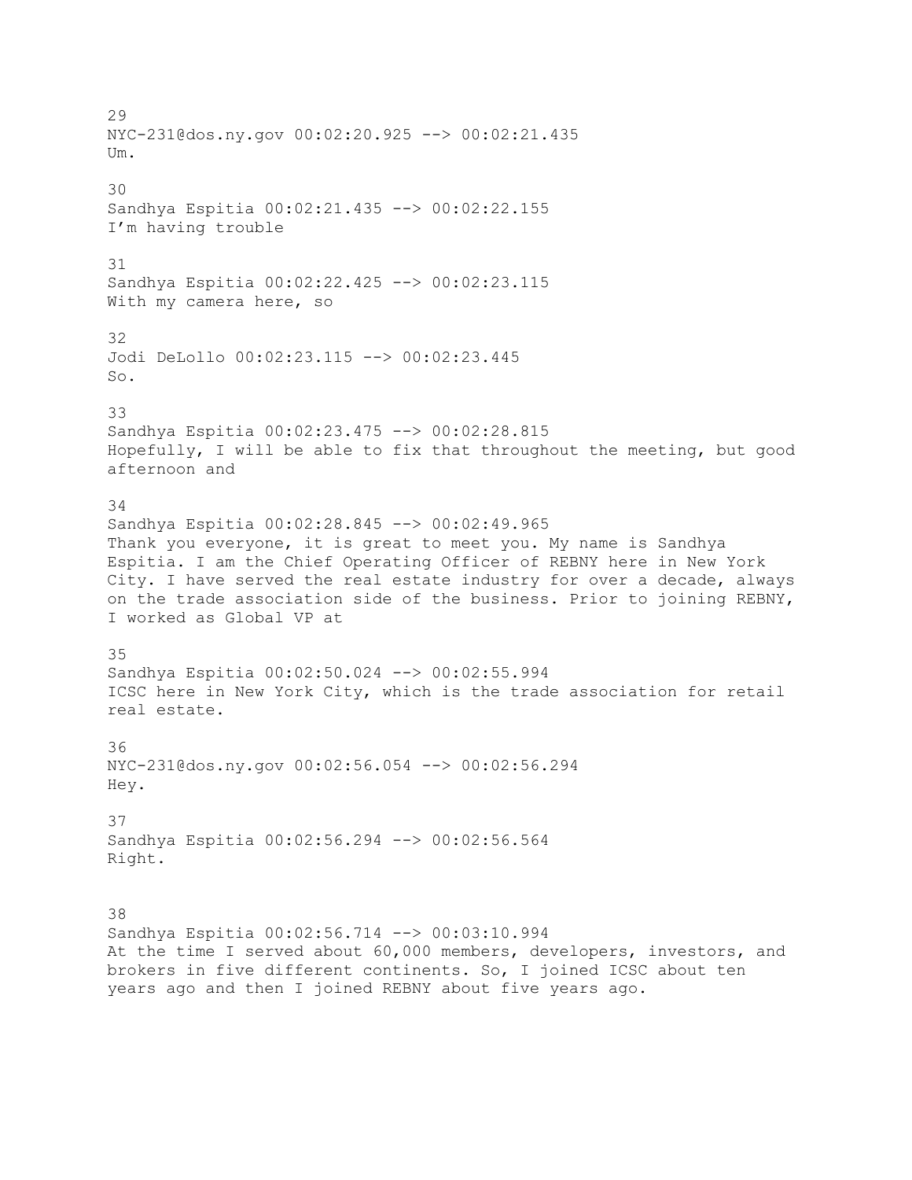29
NYC-231@dos.ny.gov 00:02:20.925 --> 00:02:21.435
Um.

30
Sandhya Espitia 00:02:21.435 --> 00:02:22.155
I'm having trouble

31
Sandhya Espitia 00:02:22.425 --> 00:02:23.115
With my camera here, so

32
Jodi DeLollo 00:02:23.115 --> 00:02:23.445
So.

33
Sandhya Espitia 00:02:23.475 --> 00:02:28.815
Hopefully, I will be able to fix that throughout the meeting, but good afternoon and

34
Sandhya Espitia 00:02:28.845 --> 00:02:49.965
Thank you everyone, it is great to meet you. My name is Sandhya Espitia. I am the Chief Operating Officer of REBNY here in New York City. I have served the real estate industry for over a decade, always on the trade association side of the business. Prior to joining REBNY, I worked as Global VP at

35
Sandhya Espitia 00:02:50.024 --> 00:02:55.994
ICSC here in New York City, which is the trade association for retail real estate.

36
NYC-231@dos.ny.gov 00:02:56.054 --> 00:02:56.294
Hey.

37
Sandhya Espitia 00:02:56.294 --> 00:02:56.564
Right.

38
Sandhya Espitia 00:02:56.714 --> 00:03:10.994
At the time I served about 60,000 members, developers, investors, and brokers in five different continents. So, I joined ICSC about ten years ago and then I joined REBNY about five years ago.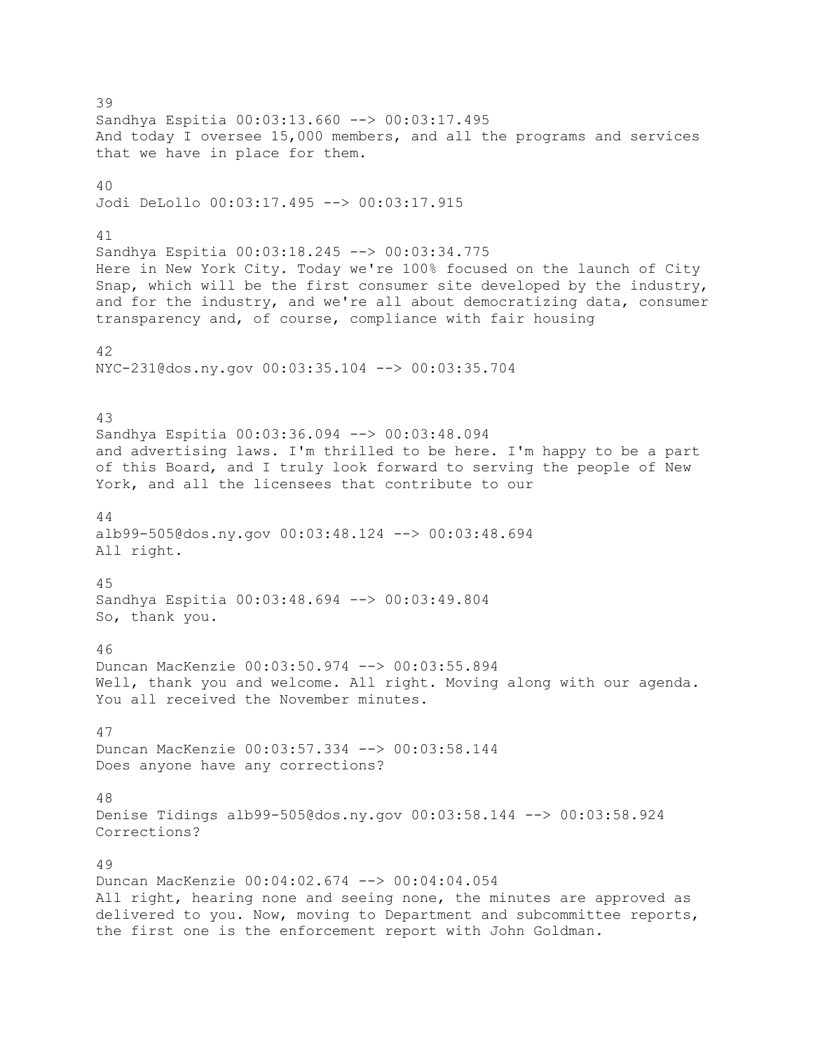39
Sandhya Espitia 00:03:13.660 --> 00:03:17.495
And today I oversee 15,000 members, and all the programs and services that we have in place for them.

40
Jodi DeLollo 00:03:17.495 --> 00:03:17.915

41
Sandhya Espitia 00:03:18.245 --> 00:03:34.775
Here in New York City. Today we're 100% focused on the launch of City Snap, which will be the first consumer site developed by the industry, and for the industry, and we're all about democratizing data, consumer transparency and, of course, compliance with fair housing

42
NYC-231@dos.ny.gov 00:03:35.104 --> 00:03:35.704

43
Sandhya Espitia 00:03:36.094 --> 00:03:48.094
and advertising laws. I'm thrilled to be here. I'm happy to be a part of this Board, and I truly look forward to serving the people of New York, and all the licensees that contribute to our

44
alb99-505@dos.ny.gov 00:03:48.124 --> 00:03:48.694
All right.

45
Sandhya Espitia 00:03:48.694 --> 00:03:49.804
So, thank you.

46
Duncan MacKenzie 00:03:50.974 --> 00:03:55.894
Well, thank you and welcome. All right. Moving along with our agenda. You all received the November minutes.

47
Duncan MacKenzie 00:03:57.334 --> 00:03:58.144
Does anyone have any corrections?

48
Denise Tidings alb99-505@dos.ny.gov 00:03:58.144 --> 00:03:58.924
Corrections?

49
Duncan MacKenzie 00:04:02.674 --> 00:04:04.054
All right, hearing none and seeing none, the minutes are approved as delivered to you. Now, moving to Department and subcommittee reports, the first one is the enforcement report with John Goldman.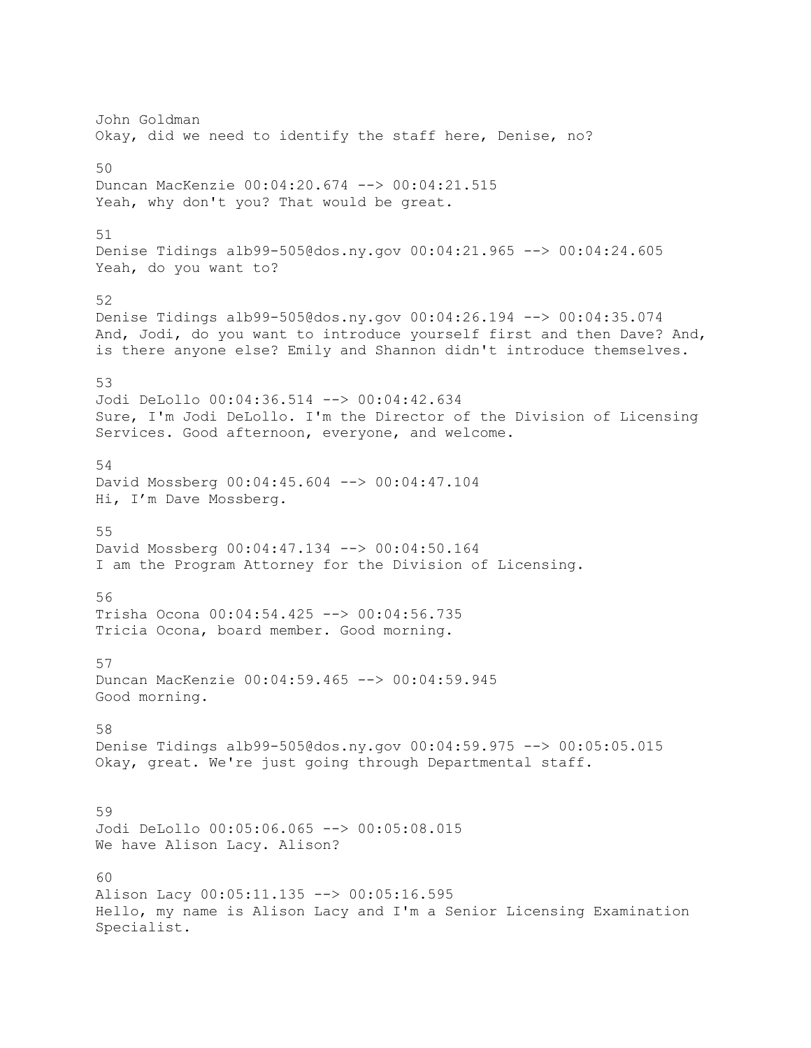John Goldman
Okay, did we need to identify the staff here, Denise, no?

50
Duncan MacKenzie 00:04:20.674 --> 00:04:21.515
Yeah, why don't you? That would be great.

51
Denise Tidings alb99-505@dos.ny.gov 00:04:21.965 --> 00:04:24.605
Yeah, do you want to?

52
Denise Tidings alb99-505@dos.ny.gov 00:04:26.194 --> 00:04:35.074
And, Jodi, do you want to introduce yourself first and then Dave? And, is there anyone else? Emily and Shannon didn't introduce themselves.

53
Jodi DeLollo 00:04:36.514 --> 00:04:42.634
Sure, I'm Jodi DeLollo. I'm the Director of the Division of Licensing Services. Good afternoon, everyone, and welcome.

54
David Mossberg 00:04:45.604 --> 00:04:47.104
Hi, I'm Dave Mossberg.

55
David Mossberg 00:04:47.134 --> 00:04:50.164
I am the Program Attorney for the Division of Licensing.

56
Trisha Ocona 00:04:54.425 --> 00:04:56.735
Tricia Ocona, board member. Good morning.

57
Duncan MacKenzie 00:04:59.465 --> 00:04:59.945
Good morning.

58
Denise Tidings alb99-505@dos.ny.gov 00:04:59.975 --> 00:05:05.015
Okay, great. We're just going through Departmental staff.

59
Jodi DeLollo 00:05:06.065 --> 00:05:08.015
We have Alison Lacy. Alison?

60
Alison Lacy 00:05:11.135 --> 00:05:16.595
Hello, my name is Alison Lacy and I'm a Senior Licensing Examination Specialist.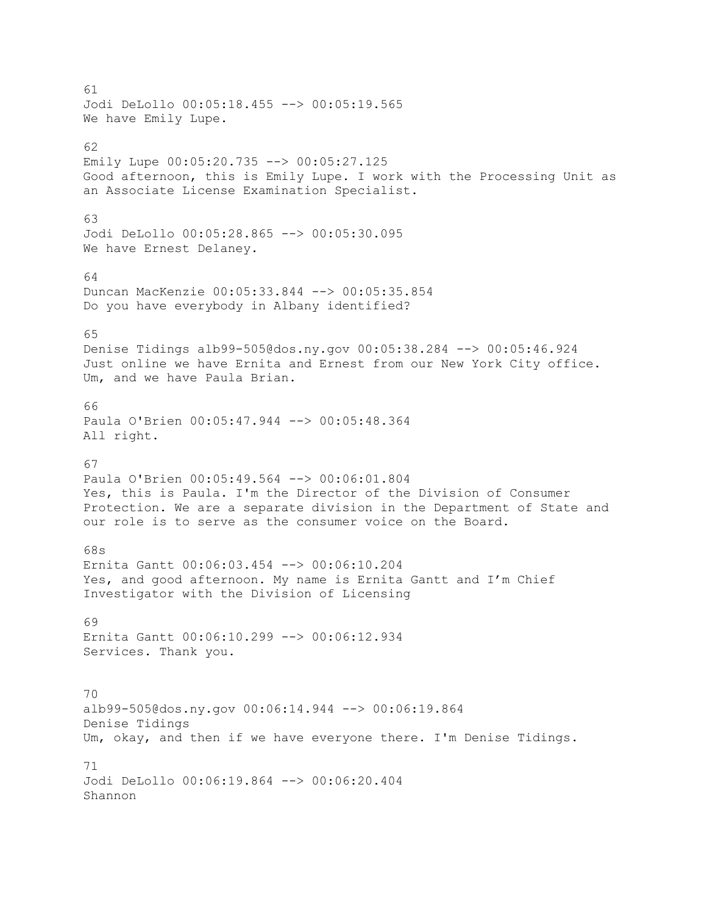61
Jodi DeLollo 00:05:18.455 --> 00:05:19.565
We have Emily Lupe.

62
Emily Lupe 00:05:20.735 --> 00:05:27.125
Good afternoon, this is Emily Lupe. I work with the Processing Unit as an Associate License Examination Specialist.

63
Jodi DeLollo 00:05:28.865 --> 00:05:30.095
We have Ernest Delaney.

64
Duncan MacKenzie 00:05:33.844 --> 00:05:35.854
Do you have everybody in Albany identified?

65
Denise Tidings alb99-505@dos.ny.gov 00:05:38.284 --> 00:05:46.924
Just online we have Ernita and Ernest from our New York City office. Um, and we have Paula Brian.

66
Paula O'Brien 00:05:47.944 --> 00:05:48.364
All right.

67
Paula O'Brien 00:05:49.564 --> 00:06:01.804
Yes, this is Paula. I'm the Director of the Division of Consumer Protection. We are a separate division in the Department of State and our role is to serve as the consumer voice on the Board.

68s
Ernita Gantt 00:06:03.454 --> 00:06:10.204
Yes, and good afternoon. My name is Ernita Gantt and I'm Chief Investigator with the Division of Licensing

69
Ernita Gantt 00:06:10.299 --> 00:06:12.934
Services. Thank you.

70
alb99-505@dos.ny.gov 00:06:14.944 --> 00:06:19.864
Denise Tidings
Um, okay, and then if we have everyone there. I'm Denise Tidings.

71
Jodi DeLollo 00:06:19.864 --> 00:06:20.404
Shannon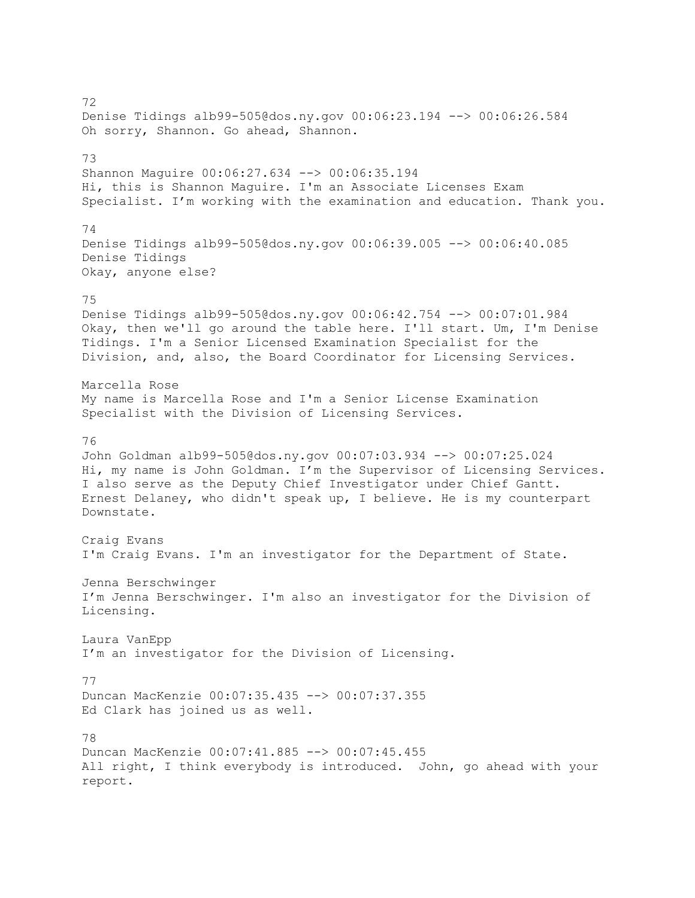72
Denise Tidings alb99-505@dos.ny.gov 00:06:23.194 --> 00:06:26.584
Oh sorry, Shannon. Go ahead, Shannon.

73
Shannon Maguire 00:06:27.634 --> 00:06:35.194
Hi, this is Shannon Maguire. I'm an Associate Licenses Exam Specialist. I'm working with the examination and education. Thank you.

74
Denise Tidings alb99-505@dos.ny.gov 00:06:39.005 --> 00:06:40.085
Denise Tidings
Okay, anyone else?

75
Denise Tidings alb99-505@dos.ny.gov 00:06:42.754 --> 00:07:01.984
Okay, then we'll go around the table here. I'll start. Um, I'm Denise Tidings. I'm a Senior Licensed Examination Specialist for the Division, and, also, the Board Coordinator for Licensing Services.

Marcella Rose
My name is Marcella Rose and I'm a Senior License Examination Specialist with the Division of Licensing Services.

76
John Goldman alb99-505@dos.ny.gov 00:07:03.934 --> 00:07:25.024
Hi, my name is John Goldman. I'm the Supervisor of Licensing Services. I also serve as the Deputy Chief Investigator under Chief Gantt. Ernest Delaney, who didn't speak up, I believe. He is my counterpart Downstate.

Craig Evans
I'm Craig Evans. I'm an investigator for the Department of State.

Jenna Berschwinger
I'm Jenna Berschwinger. I'm also an investigator for the Division of Licensing.

Laura VanEpp
I'm an investigator for the Division of Licensing.

77
Duncan MacKenzie 00:07:35.435 --> 00:07:37.355
Ed Clark has joined us as well.

78
Duncan MacKenzie 00:07:41.885 --> 00:07:45.455
All right, I think everybody is introduced. John, go ahead with your report.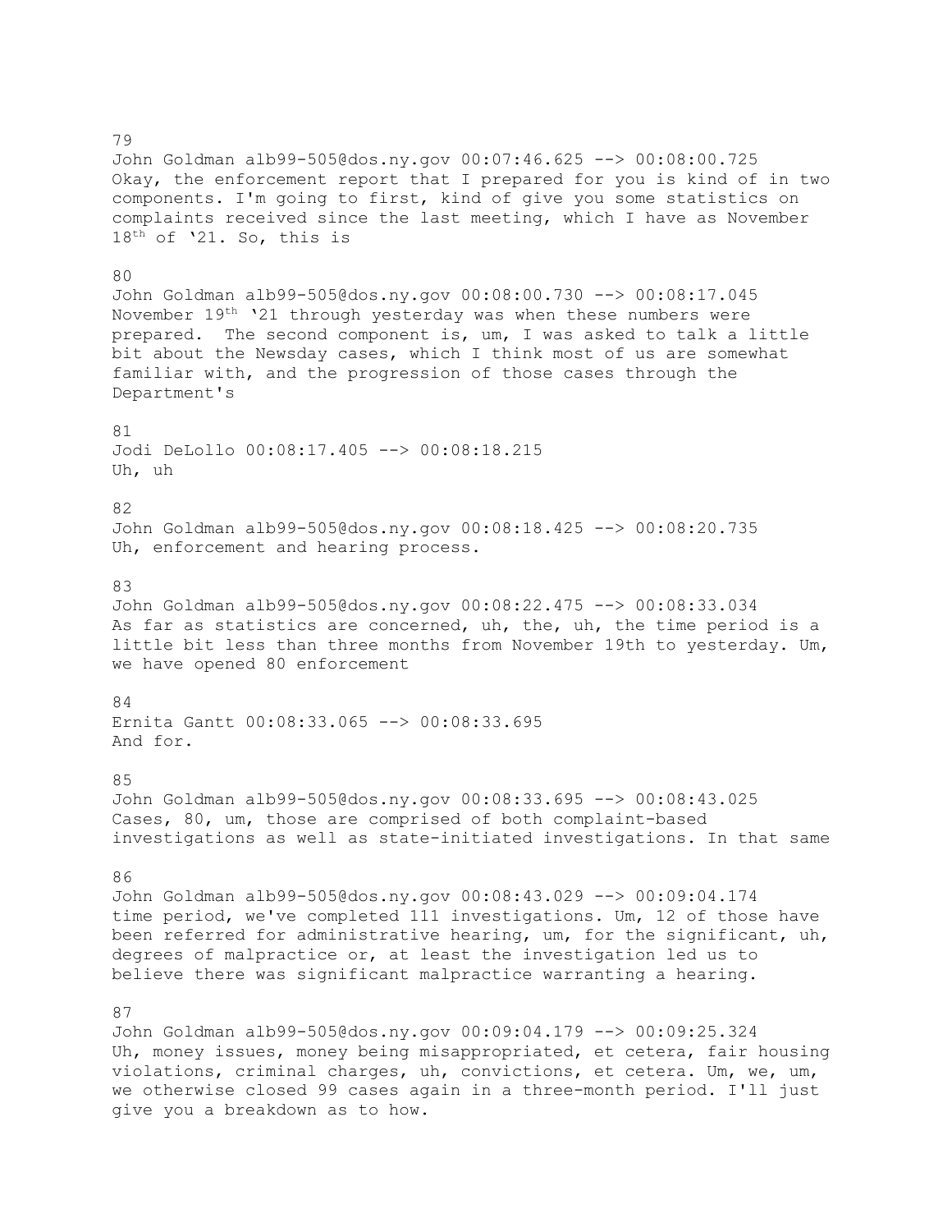79
John Goldman alb99-505@dos.ny.gov 00:07:46.625 --> 00:08:00.725
Okay, the enforcement report that I prepared for you is kind of in two components. I'm going to first, kind of give you some statistics on complaints received since the last meeting, which I have as November 18th of '21. So, this is

80
John Goldman alb99-505@dos.ny.gov 00:08:00.730 --> 00:08:17.045
November 19th '21 through yesterday was when these numbers were prepared. The second component is, um, I was asked to talk a little bit about the Newsday cases, which I think most of us are somewhat familiar with, and the progression of those cases through the Department's

81
Jodi DeLollo 00:08:17.405 --> 00:08:18.215
Uh, uh

82
John Goldman alb99-505@dos.ny.gov 00:08:18.425 --> 00:08:20.735
Uh, enforcement and hearing process.

83
John Goldman alb99-505@dos.ny.gov 00:08:22.475 --> 00:08:33.034
As far as statistics are concerned, uh, the, uh, the time period is a little bit less than three months from November 19th to yesterday. Um, we have opened 80 enforcement

84
Ernita Gantt 00:08:33.065 --> 00:08:33.695
And for.

85
John Goldman alb99-505@dos.ny.gov 00:08:33.695 --> 00:08:43.025
Cases, 80, um, those are comprised of both complaint-based investigations as well as state-initiated investigations. In that same

86
John Goldman alb99-505@dos.ny.gov 00:08:43.029 --> 00:09:04.174
time period, we've completed 111 investigations. Um, 12 of those have been referred for administrative hearing, um, for the significant, uh, degrees of malpractice or, at least the investigation led us to believe there was significant malpractice warranting a hearing.

87
John Goldman alb99-505@dos.ny.gov 00:09:04.179 --> 00:09:25.324
Uh, money issues, money being misappropriated, et cetera, fair housing violations, criminal charges, uh, convictions, et cetera. Um, we, um, we otherwise closed 99 cases again in a three-month period. I'll just give you a breakdown as to how.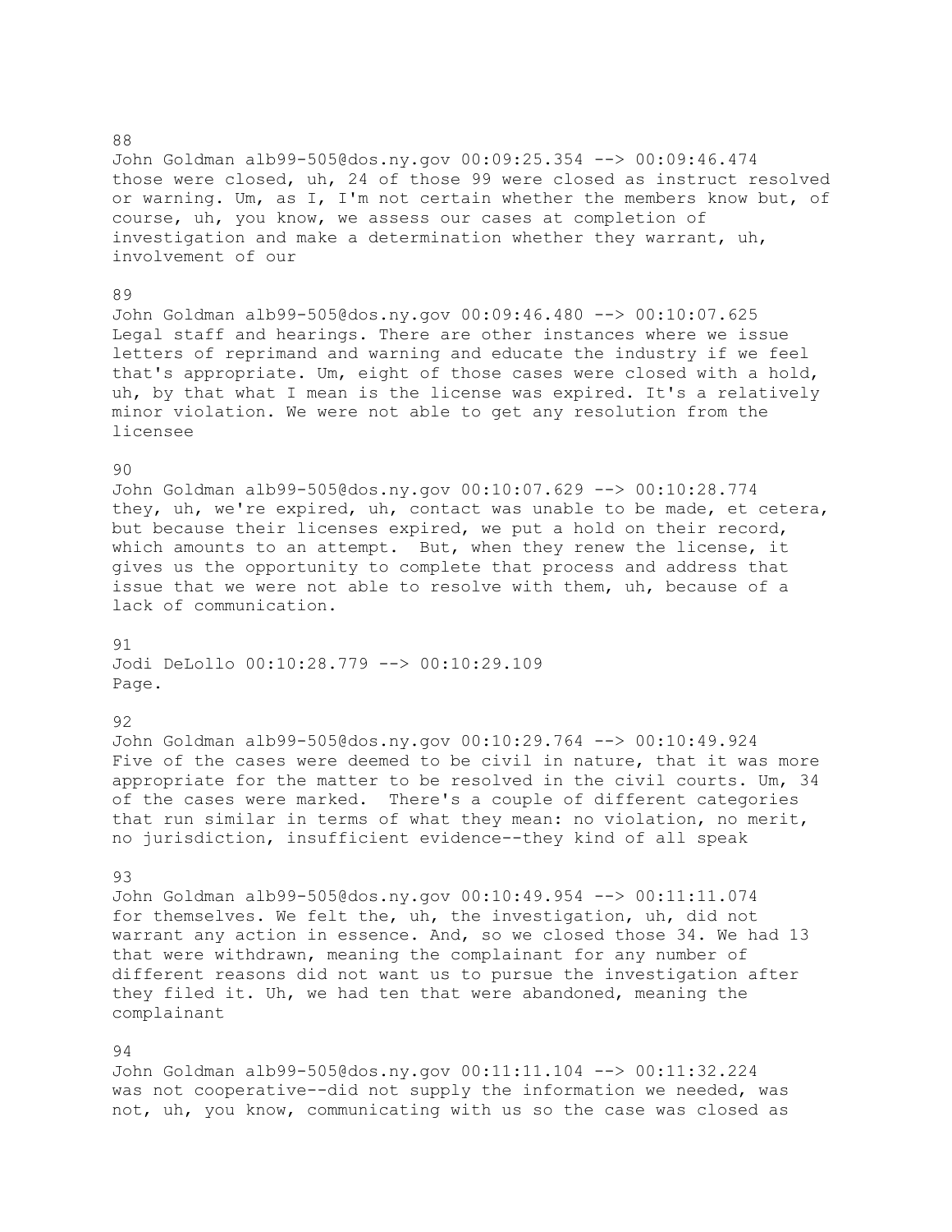88
John Goldman alb99-505@dos.ny.gov 00:09:25.354 --> 00:09:46.474
those were closed, uh, 24 of those 99 were closed as instruct resolved or warning. Um, as I, I'm not certain whether the members know but, of course, uh, you know, we assess our cases at completion of investigation and make a determination whether they warrant, uh, involvement of our

89
John Goldman alb99-505@dos.ny.gov 00:09:46.480 --> 00:10:07.625
Legal staff and hearings. There are other instances where we issue letters of reprimand and warning and educate the industry if we feel that's appropriate. Um, eight of those cases were closed with a hold, uh, by that what I mean is the license was expired. It's a relatively minor violation. We were not able to get any resolution from the licensee

90
John Goldman alb99-505@dos.ny.gov 00:10:07.629 --> 00:10:28.774
they, uh, we're expired, uh, contact was unable to be made, et cetera, but because their licenses expired, we put a hold on their record, which amounts to an attempt. But, when they renew the license, it gives us the opportunity to complete that process and address that issue that we were not able to resolve with them, uh, because of a lack of communication.

91
Jodi DeLollo 00:10:28.779 --> 00:10:29.109
Page.

92
John Goldman alb99-505@dos.ny.gov 00:10:29.764 --> 00:10:49.924
Five of the cases were deemed to be civil in nature, that it was more appropriate for the matter to be resolved in the civil courts. Um, 34 of the cases were marked. There's a couple of different categories that run similar in terms of what they mean: no violation, no merit, no jurisdiction, insufficient evidence--they kind of all speak

93
John Goldman alb99-505@dos.ny.gov 00:10:49.954 --> 00:11:11.074
for themselves. We felt the, uh, the investigation, uh, did not warrant any action in essence. And, so we closed those 34. We had 13 that were withdrawn, meaning the complainant for any number of different reasons did not want us to pursue the investigation after they filed it. Uh, we had ten that were abandoned, meaning the complainant

94
John Goldman alb99-505@dos.ny.gov 00:11:11.104 --> 00:11:32.224
was not cooperative--did not supply the information we needed, was not, uh, you know, communicating with us so the case was closed as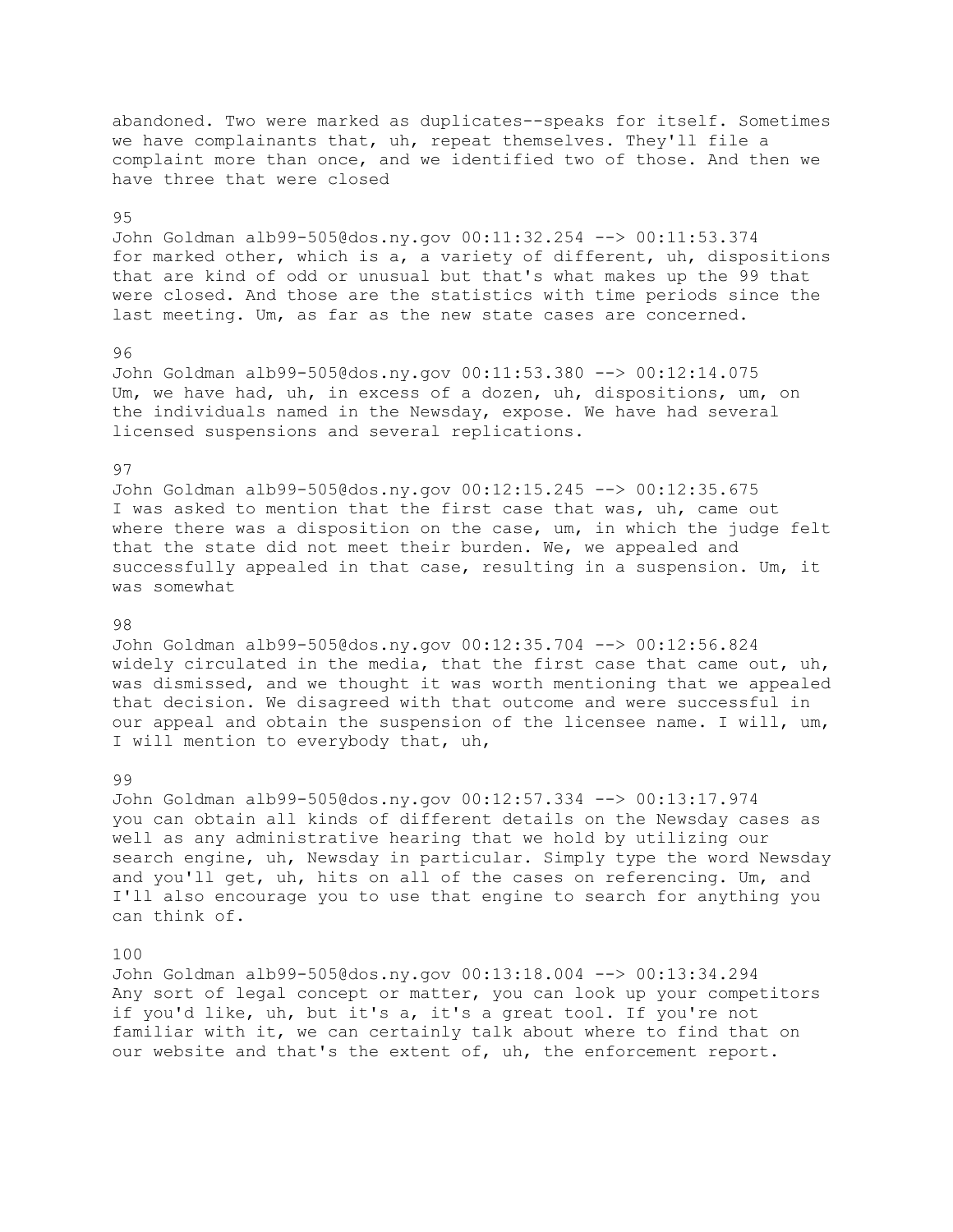abandoned. Two were marked as duplicates--speaks for itself. Sometimes we have complainants that, uh, repeat themselves. They'll file a complaint more than once, and we identified two of those. And then we have three that were closed

95

John Goldman alb99-505@dos.ny.gov 00:11:32.254 --> 00:11:53.374
for marked other, which is a, a variety of different, uh, dispositions that are kind of odd or unusual but that's what makes up the 99 that were closed. And those are the statistics with time periods since the last meeting. Um, as far as the new state cases are concerned.

96

John Goldman alb99-505@dos.ny.gov 00:11:53.380 --> 00:12:14.075
Um, we have had, uh, in excess of a dozen, uh, dispositions, um, on the individuals named in the Newsday, expose. We have had several licensed suspensions and several replications.

97

John Goldman alb99-505@dos.ny.gov 00:12:15.245 --> 00:12:35.675
I was asked to mention that the first case that was, uh, came out where there was a disposition on the case, um, in which the judge felt that the state did not meet their burden. We, we appealed and successfully appealed in that case, resulting in a suspension. Um, it was somewhat

98

John Goldman alb99-505@dos.ny.gov 00:12:35.704 --> 00:12:56.824
widely circulated in the media, that the first case that came out, uh, was dismissed, and we thought it was worth mentioning that we appealed that decision. We disagreed with that outcome and were successful in our appeal and obtain the suspension of the licensee name. I will, um, I will mention to everybody that, uh,

99

John Goldman alb99-505@dos.ny.gov 00:12:57.334 --> 00:13:17.974
you can obtain all kinds of different details on the Newsday cases as well as any administrative hearing that we hold by utilizing our search engine, uh, Newsday in particular. Simply type the word Newsday and you'll get, uh, hits on all of the cases on referencing. Um, and I'll also encourage you to use that engine to search for anything you can think of.

100

John Goldman alb99-505@dos.ny.gov 00:13:18.004 --> 00:13:34.294
Any sort of legal concept or matter, you can look up your competitors if you'd like, uh, but it's a, it's a great tool. If you're not familiar with it, we can certainly talk about where to find that on our website and that's the extent of, uh, the enforcement report.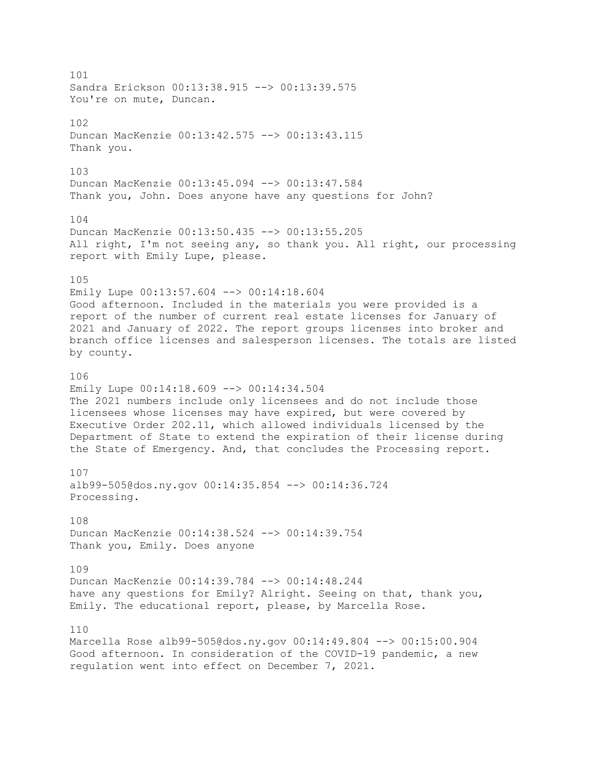101
Sandra Erickson 00:13:38.915 --> 00:13:39.575
You're on mute, Duncan.

102
Duncan MacKenzie 00:13:42.575 --> 00:13:43.115
Thank you.

103
Duncan MacKenzie 00:13:45.094 --> 00:13:47.584
Thank you, John. Does anyone have any questions for John?

104
Duncan MacKenzie 00:13:50.435 --> 00:13:55.205
All right, I'm not seeing any, so thank you. All right, our processing report with Emily Lupe, please.

105
Emily Lupe 00:13:57.604 --> 00:14:18.604
Good afternoon. Included in the materials you were provided is a report of the number of current real estate licenses for January of 2021 and January of 2022. The report groups licenses into broker and branch office licenses and salesperson licenses. The totals are listed by county.

106
Emily Lupe 00:14:18.609 --> 00:14:34.504
The 2021 numbers include only licensees and do not include those licensees whose licenses may have expired, but were covered by Executive Order 202.11, which allowed individuals licensed by the Department of State to extend the expiration of their license during the State of Emergency. And, that concludes the Processing report.

107
alb99-505@dos.ny.gov 00:14:35.854 --> 00:14:36.724
Processing.

108
Duncan MacKenzie 00:14:38.524 --> 00:14:39.754
Thank you, Emily. Does anyone

109
Duncan MacKenzie 00:14:39.784 --> 00:14:48.244
have any questions for Emily? Alright. Seeing on that, thank you, Emily. The educational report, please, by Marcella Rose.

110
Marcella Rose alb99-505@dos.ny.gov 00:14:49.804 --> 00:15:00.904
Good afternoon. In consideration of the COVID-19 pandemic, a new regulation went into effect on December 7, 2021.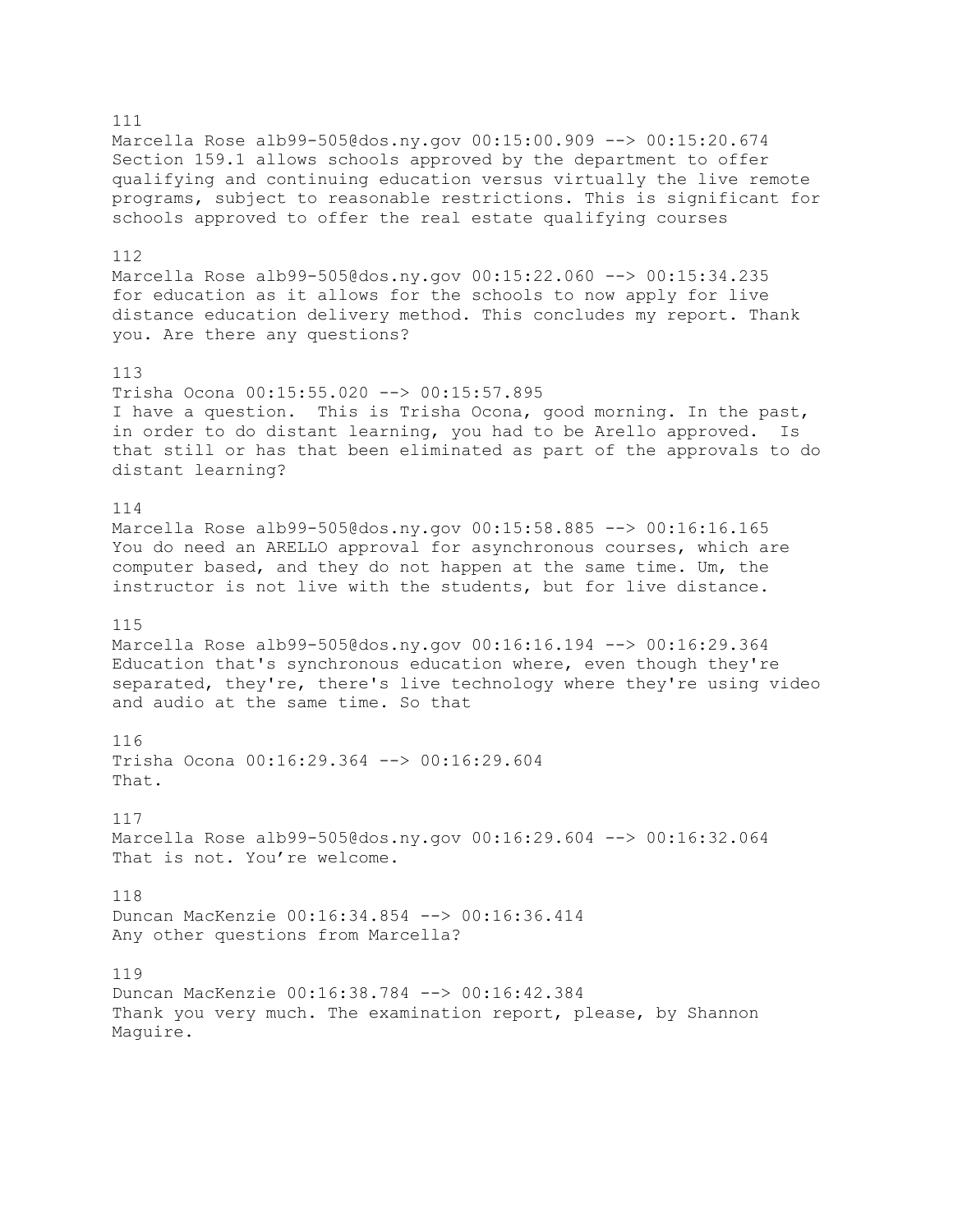111
Marcella Rose alb99-505@dos.ny.gov 00:15:00.909 --> 00:15:20.674
Section 159.1 allows schools approved by the department to offer qualifying and continuing education versus virtually the live remote programs, subject to reasonable restrictions. This is significant for schools approved to offer the real estate qualifying courses

112
Marcella Rose alb99-505@dos.ny.gov 00:15:22.060 --> 00:15:34.235
for education as it allows for the schools to now apply for live distance education delivery method. This concludes my report. Thank you. Are there any questions?

113
Trisha Ocona 00:15:55.020 --> 00:15:57.895
I have a question. This is Trisha Ocona, good morning. In the past, in order to do distant learning, you had to be Arello approved. Is that still or has that been eliminated as part of the approvals to do distant learning?

114
Marcella Rose alb99-505@dos.ny.gov 00:15:58.885 --> 00:16:16.165
You do need an ARELLO approval for asynchronous courses, which are computer based, and they do not happen at the same time. Um, the instructor is not live with the students, but for live distance.

115
Marcella Rose alb99-505@dos.ny.gov 00:16:16.194 --> 00:16:29.364
Education that's synchronous education where, even though they're separated, they're, there's live technology where they're using video and audio at the same time. So that

116
Trisha Ocona 00:16:29.364 --> 00:16:29.604
That.

117
Marcella Rose alb99-505@dos.ny.gov 00:16:29.604 --> 00:16:32.064
That is not. You're welcome.

118
Duncan MacKenzie 00:16:34.854 --> 00:16:36.414
Any other questions from Marcella?

119
Duncan MacKenzie 00:16:38.784 --> 00:16:42.384
Thank you very much. The examination report, please, by Shannon Maguire.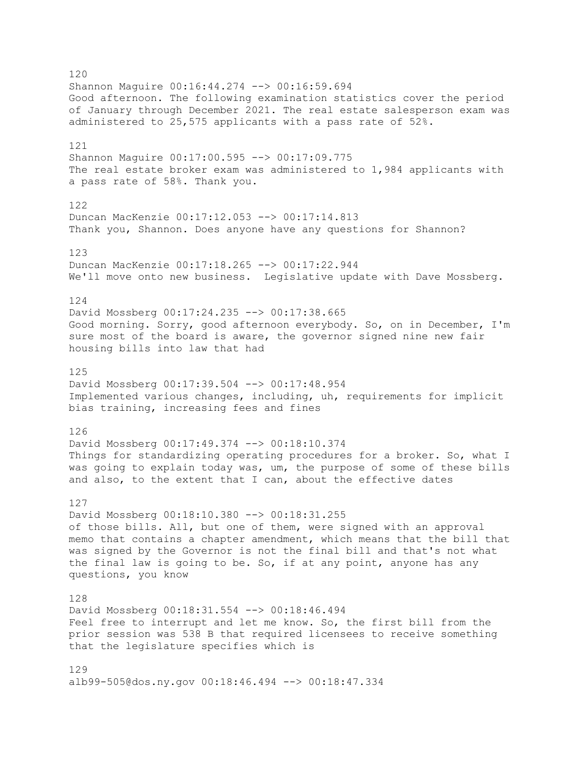120
Shannon Maguire 00:16:44.274 --> 00:16:59.694
Good afternoon. The following examination statistics cover the period of January through December 2021. The real estate salesperson exam was administered to 25,575 applicants with a pass rate of 52%.

121
Shannon Maguire 00:17:00.595 --> 00:17:09.775
The real estate broker exam was administered to 1,984 applicants with a pass rate of 58%. Thank you.

122
Duncan MacKenzie 00:17:12.053 --> 00:17:14.813
Thank you, Shannon. Does anyone have any questions for Shannon?

123
Duncan MacKenzie 00:17:18.265 --> 00:17:22.944
We'll move onto new business.  Legislative update with Dave Mossberg.

124
David Mossberg 00:17:24.235 --> 00:17:38.665
Good morning. Sorry, good afternoon everybody. So, on in December, I'm sure most of the board is aware, the governor signed nine new fair housing bills into law that had

125
David Mossberg 00:17:39.504 --> 00:17:48.954
Implemented various changes, including, uh, requirements for implicit bias training, increasing fees and fines

126
David Mossberg 00:17:49.374 --> 00:18:10.374
Things for standardizing operating procedures for a broker. So, what I was going to explain today was, um, the purpose of some of these bills and also, to the extent that I can, about the effective dates

127
David Mossberg 00:18:10.380 --> 00:18:31.255
of those bills. All, but one of them, were signed with an approval memo that contains a chapter amendment, which means that the bill that was signed by the Governor is not the final bill and that's not what the final law is going to be. So, if at any point, anyone has any questions, you know

128
David Mossberg 00:18:31.554 --> 00:18:46.494
Feel free to interrupt and let me know. So, the first bill from the prior session was 538 B that required licensees to receive something that the legislature specifies which is

129
alb99-505@dos.ny.gov 00:18:46.494 --> 00:18:47.334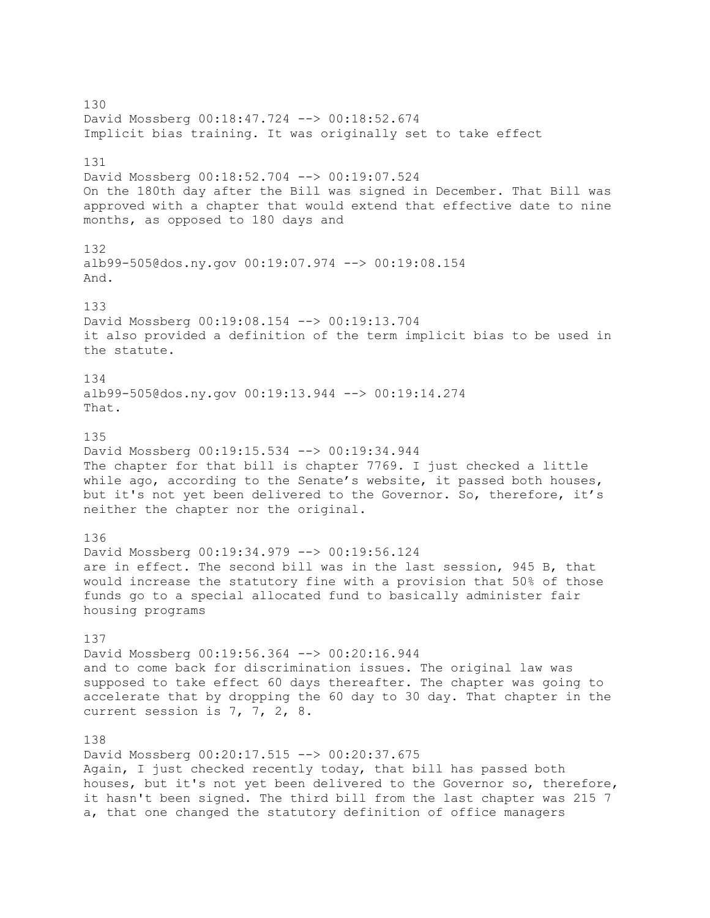130
David Mossberg 00:18:47.724 --> 00:18:52.674
Implicit bias training. It was originally set to take effect

131
David Mossberg 00:18:52.704 --> 00:19:07.524
On the 180th day after the Bill was signed in December. That Bill was approved with a chapter that would extend that effective date to nine months, as opposed to 180 days and

132
alb99-505@dos.ny.gov 00:19:07.974 --> 00:19:08.154
And.

133
David Mossberg 00:19:08.154 --> 00:19:13.704
it also provided a definition of the term implicit bias to be used in the statute.

134
alb99-505@dos.ny.gov 00:19:13.944 --> 00:19:14.274
That.

135
David Mossberg 00:19:15.534 --> 00:19:34.944
The chapter for that bill is chapter 7769. I just checked a little while ago, according to the Senate's website, it passed both houses, but it's not yet been delivered to the Governor. So, therefore, it's neither the chapter nor the original.

136
David Mossberg 00:19:34.979 --> 00:19:56.124
are in effect. The second bill was in the last session, 945 B, that would increase the statutory fine with a provision that 50% of those funds go to a special allocated fund to basically administer fair housing programs

137
David Mossberg 00:19:56.364 --> 00:20:16.944
and to come back for discrimination issues. The original law was supposed to take effect 60 days thereafter. The chapter was going to accelerate that by dropping the 60 day to 30 day. That chapter in the current session is 7, 7, 2, 8.

138
David Mossberg 00:20:17.515 --> 00:20:37.675
Again, I just checked recently today, that bill has passed both houses, but it's not yet been delivered to the Governor so, therefore, it hasn't been signed. The third bill from the last chapter was 215 7 a, that one changed the statutory definition of office managers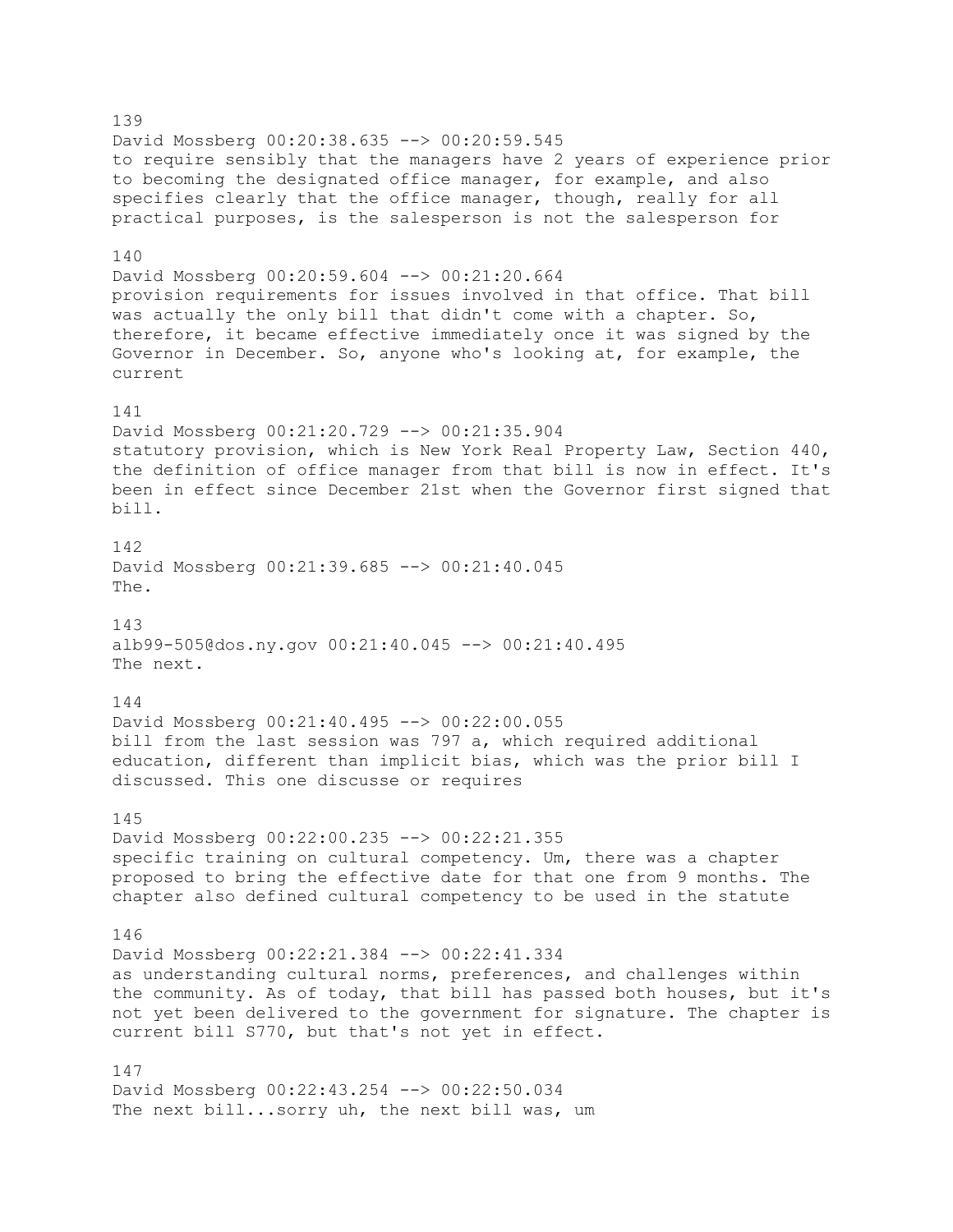139
David Mossberg 00:20:38.635 --> 00:20:59.545
to require sensibly that the managers have 2 years of experience prior to becoming the designated office manager, for example, and also specifies clearly that the office manager, though, really for all practical purposes, is the salesperson is not the salesperson for

140
David Mossberg 00:20:59.604 --> 00:21:20.664
provision requirements for issues involved in that office. That bill was actually the only bill that didn't come with a chapter. So, therefore, it became effective immediately once it was signed by the Governor in December. So, anyone who's looking at, for example, the current

141
David Mossberg 00:21:20.729 --> 00:21:35.904
statutory provision, which is New York Real Property Law, Section 440, the definition of office manager from that bill is now in effect. It's been in effect since December 21st when the Governor first signed that bill.

142
David Mossberg 00:21:39.685 --> 00:21:40.045
The.

143
alb99-505@dos.ny.gov 00:21:40.045 --> 00:21:40.495
The next.

144
David Mossberg 00:21:40.495 --> 00:22:00.055
bill from the last session was 797 a, which required additional education, different than implicit bias, which was the prior bill I discussed. This one discusse or requires

145
David Mossberg 00:22:00.235 --> 00:22:21.355
specific training on cultural competency. Um, there was a chapter proposed to bring the effective date for that one from 9 months. The chapter also defined cultural competency to be used in the statute

146
David Mossberg 00:22:21.384 --> 00:22:41.334
as understanding cultural norms, preferences, and challenges within the community. As of today, that bill has passed both houses, but it's not yet been delivered to the government for signature. The chapter is current bill S770, but that's not yet in effect.

147
David Mossberg 00:22:43.254 --> 00:22:50.034
The next bill...sorry uh, the next bill was, um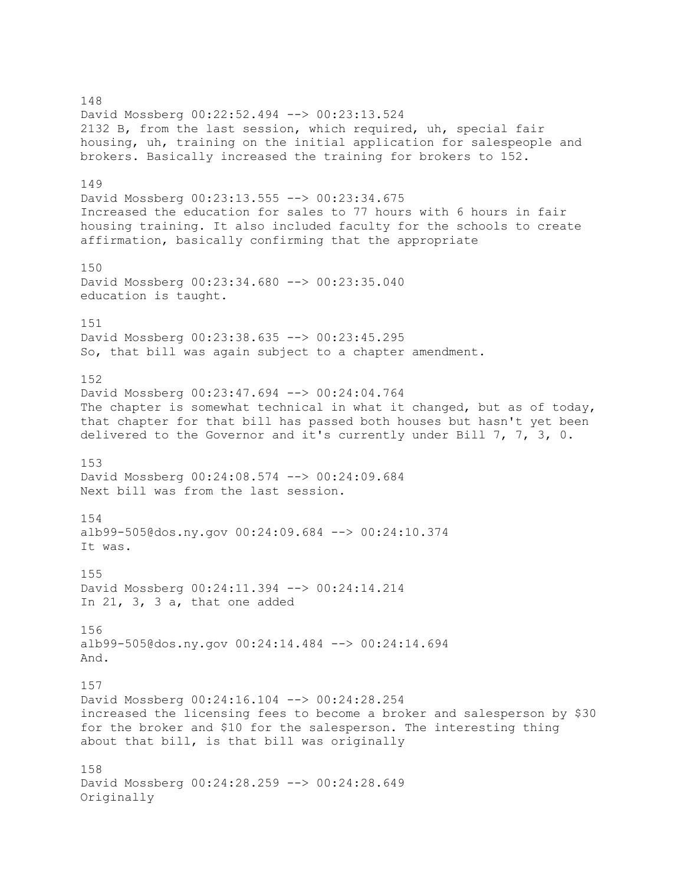148
David Mossberg 00:22:52.494 --> 00:23:13.524
2132 B, from the last session, which required, uh, special fair housing, uh, training on the initial application for salespeople and brokers. Basically increased the training for brokers to 152.

149
David Mossberg 00:23:13.555 --> 00:23:34.675
Increased the education for sales to 77 hours with 6 hours in fair housing training. It also included faculty for the schools to create affirmation, basically confirming that the appropriate

150
David Mossberg 00:23:34.680 --> 00:23:35.040
education is taught.

151
David Mossberg 00:23:38.635 --> 00:23:45.295
So, that bill was again subject to a chapter amendment.

152
David Mossberg 00:23:47.694 --> 00:24:04.764
The chapter is somewhat technical in what it changed, but as of today, that chapter for that bill has passed both houses but hasn't yet been delivered to the Governor and it's currently under Bill 7, 7, 3, 0.

153
David Mossberg 00:24:08.574 --> 00:24:09.684
Next bill was from the last session.

154
alb99-505@dos.ny.gov 00:24:09.684 --> 00:24:10.374
It was.

155
David Mossberg 00:24:11.394 --> 00:24:14.214
In 21, 3, 3 a, that one added

156
alb99-505@dos.ny.gov 00:24:14.484 --> 00:24:14.694
And.

157
David Mossberg 00:24:16.104 --> 00:24:28.254
increased the licensing fees to become a broker and salesperson by $30 for the broker and $10 for the salesperson. The interesting thing about that bill, is that bill was originally

158
David Mossberg 00:24:28.259 --> 00:24:28.649
Originally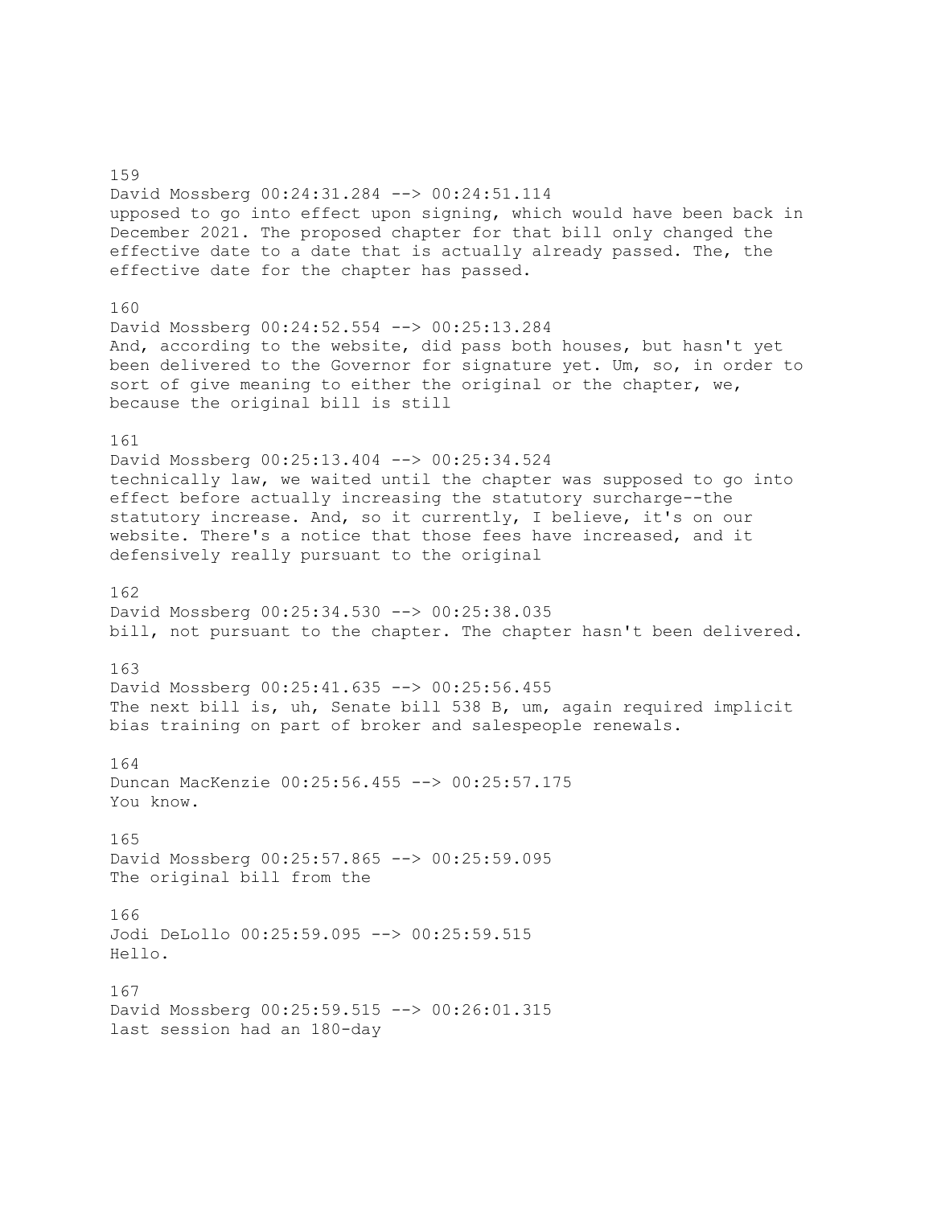159
David Mossberg 00:24:31.284 --> 00:24:51.114
upposed to go into effect upon signing, which would have been back in December 2021. The proposed chapter for that bill only changed the effective date to a date that is actually already passed. The, the effective date for the chapter has passed.

160
David Mossberg 00:24:52.554 --> 00:25:13.284
And, according to the website, did pass both houses, but hasn't yet been delivered to the Governor for signature yet. Um, so, in order to sort of give meaning to either the original or the chapter, we, because the original bill is still

161
David Mossberg 00:25:13.404 --> 00:25:34.524
technically law, we waited until the chapter was supposed to go into effect before actually increasing the statutory surcharge--the statutory increase. And, so it currently, I believe, it's on our website. There's a notice that those fees have increased, and it defensively really pursuant to the original

162
David Mossberg 00:25:34.530 --> 00:25:38.035
bill, not pursuant to the chapter. The chapter hasn't been delivered.

163
David Mossberg 00:25:41.635 --> 00:25:56.455
The next bill is, uh, Senate bill 538 B, um, again required implicit bias training on part of broker and salespeople renewals.

164
Duncan MacKenzie 00:25:56.455 --> 00:25:57.175
You know.

165
David Mossberg 00:25:57.865 --> 00:25:59.095
The original bill from the

166
Jodi DeLollo 00:25:59.095 --> 00:25:59.515
Hello.

167
David Mossberg 00:25:59.515 --> 00:26:01.315
last session had an 180-day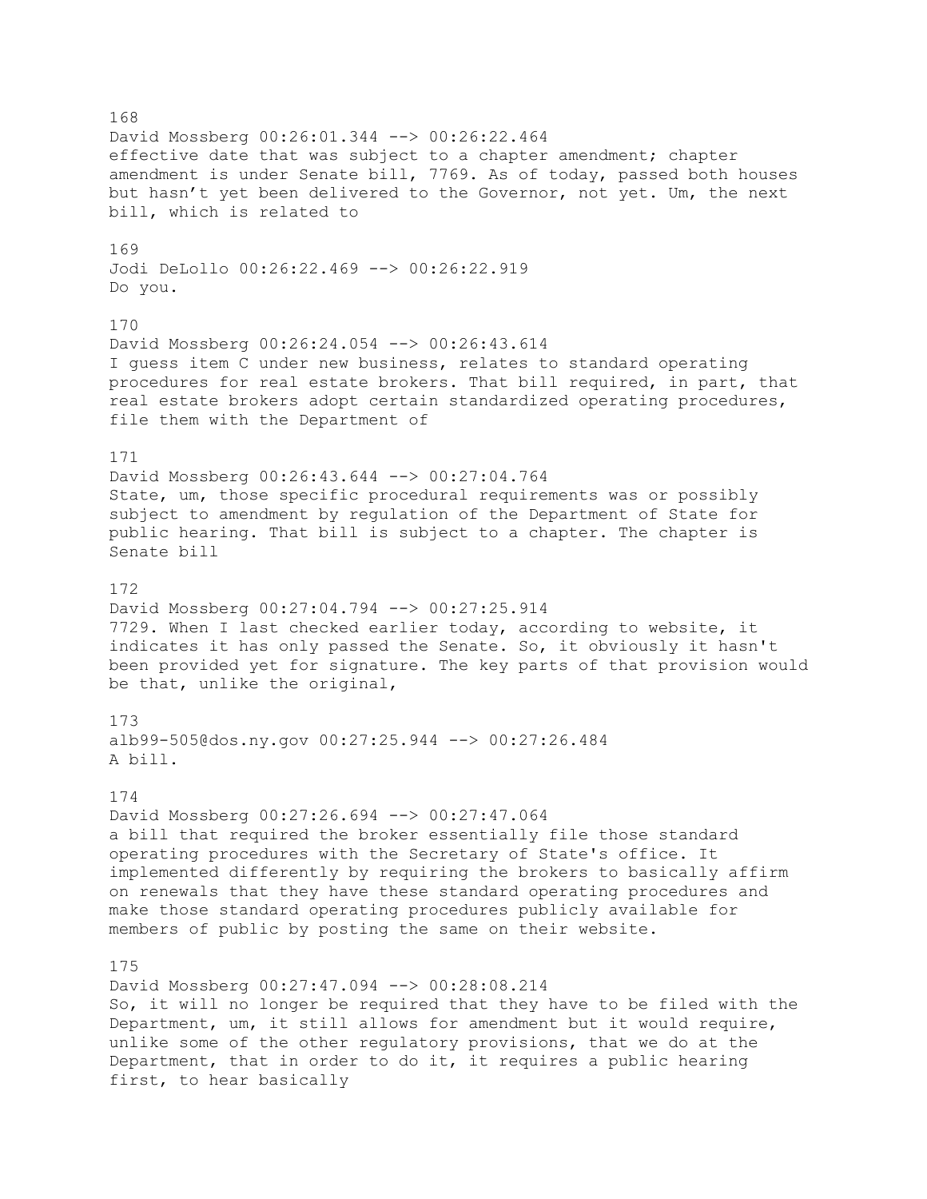168
David Mossberg 00:26:01.344 --> 00:26:22.464
effective date that was subject to a chapter amendment; chapter amendment is under Senate bill, 7769. As of today, passed both houses but hasn't yet been delivered to the Governor, not yet. Um, the next bill, which is related to

169
Jodi DeLollo 00:26:22.469 --> 00:26:22.919
Do you.

170
David Mossberg 00:26:24.054 --> 00:26:43.614
I guess item C under new business, relates to standard operating procedures for real estate brokers. That bill required, in part, that real estate brokers adopt certain standardized operating procedures, file them with the Department of

171
David Mossberg 00:26:43.644 --> 00:27:04.764
State, um, those specific procedural requirements was or possibly subject to amendment by regulation of the Department of State for public hearing. That bill is subject to a chapter. The chapter is Senate bill

172
David Mossberg 00:27:04.794 --> 00:27:25.914
7729. When I last checked earlier today, according to website, it indicates it has only passed the Senate. So, it obviously it hasn't been provided yet for signature. The key parts of that provision would be that, unlike the original,

173
alb99-505@dos.ny.gov 00:27:25.944 --> 00:27:26.484
A bill.

174
David Mossberg 00:27:26.694 --> 00:27:47.064
a bill that required the broker essentially file those standard operating procedures with the Secretary of State's office. It implemented differently by requiring the brokers to basically affirm on renewals that they have these standard operating procedures and make those standard operating procedures publicly available for members of public by posting the same on their website.

175
David Mossberg 00:27:47.094 --> 00:28:08.214
So, it will no longer be required that they have to be filed with the Department, um, it still allows for amendment but it would require, unlike some of the other regulatory provisions, that we do at the Department, that in order to do it, it requires a public hearing first, to hear basically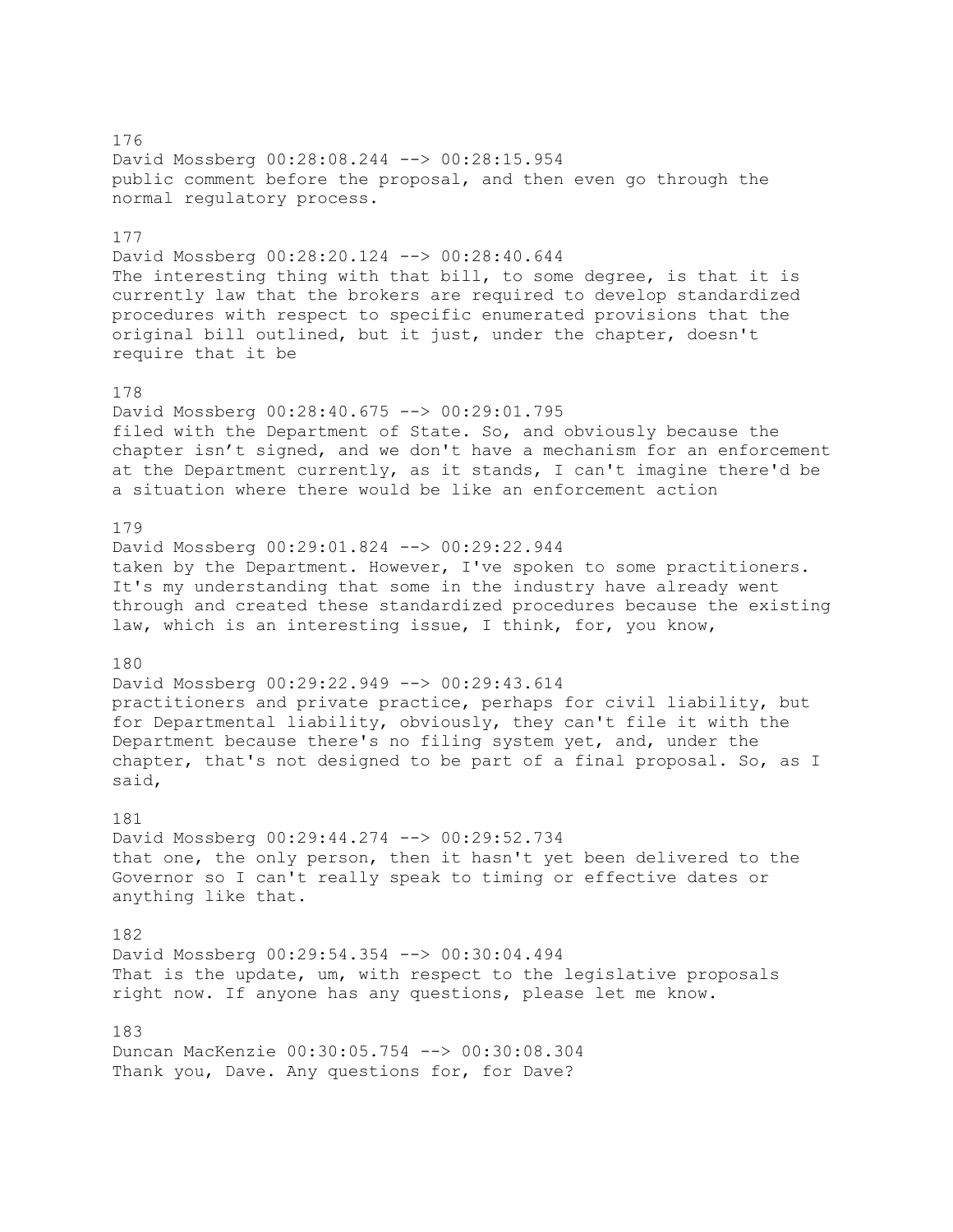176
David Mossberg 00:28:08.244 --> 00:28:15.954
public comment before the proposal, and then even go through the normal regulatory process.

177
David Mossberg 00:28:20.124 --> 00:28:40.644
The interesting thing with that bill, to some degree, is that it is currently law that the brokers are required to develop standardized procedures with respect to specific enumerated provisions that the original bill outlined, but it just, under the chapter, doesn't require that it be

178
David Mossberg 00:28:40.675 --> 00:29:01.795
filed with the Department of State. So, and obviously because the chapter isn't signed, and we don't have a mechanism for an enforcement at the Department currently, as it stands, I can't imagine there'd be a situation where there would be like an enforcement action

179
David Mossberg 00:29:01.824 --> 00:29:22.944
taken by the Department. However, I've spoken to some practitioners. It's my understanding that some in the industry have already went through and created these standardized procedures because the existing law, which is an interesting issue, I think, for, you know,

180
David Mossberg 00:29:22.949 --> 00:29:43.614
practitioners and private practice, perhaps for civil liability, but for Departmental liability, obviously, they can't file it with the Department because there's no filing system yet, and, under the chapter, that's not designed to be part of a final proposal. So, as I said,

181
David Mossberg 00:29:44.274 --> 00:29:52.734
that one, the only person, then it hasn't yet been delivered to the Governor so I can't really speak to timing or effective dates or anything like that.

182
David Mossberg 00:29:54.354 --> 00:30:04.494
That is the update, um, with respect to the legislative proposals right now. If anyone has any questions, please let me know.

183
Duncan MacKenzie 00:30:05.754 --> 00:30:08.304
Thank you, Dave. Any questions for, for Dave?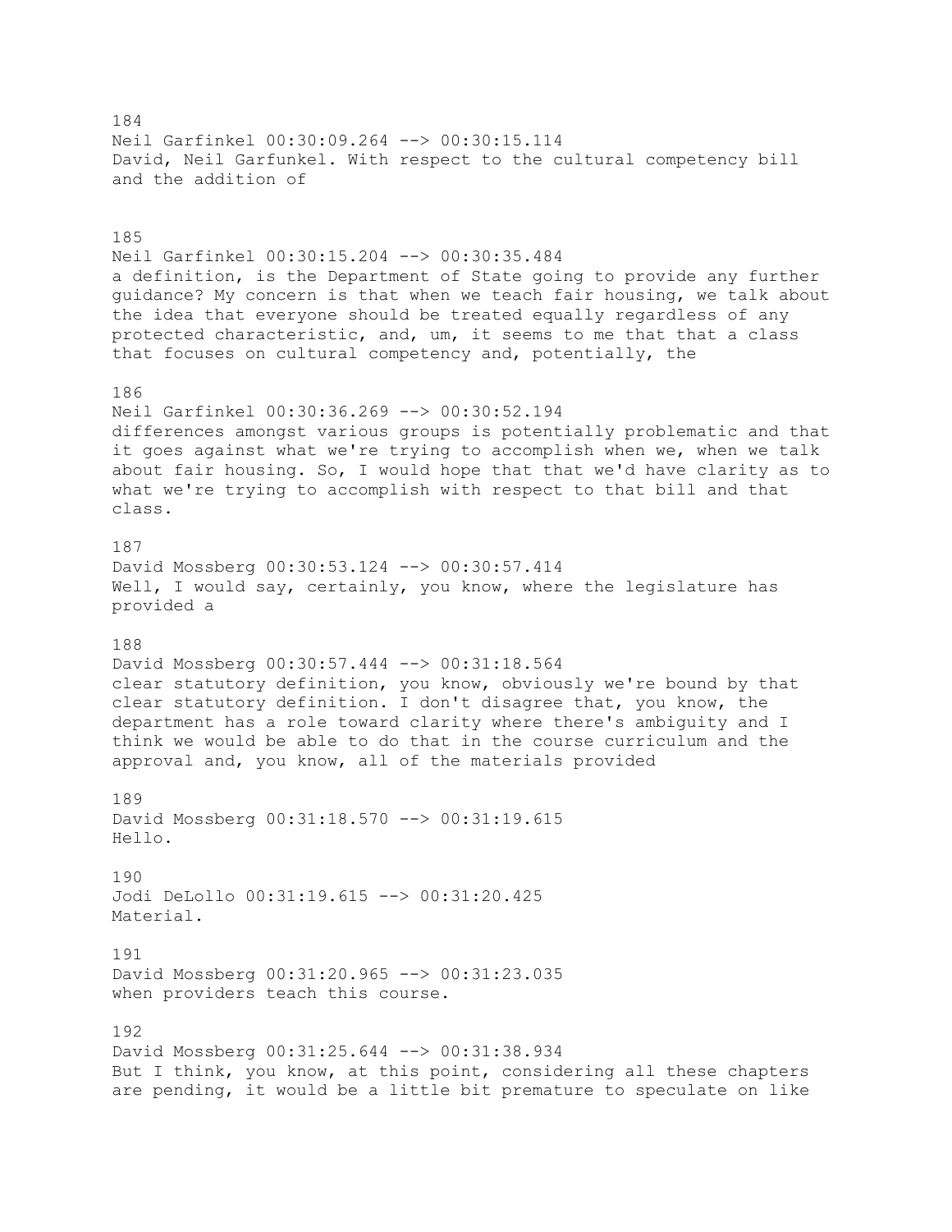184
Neil Garfinkel 00:30:09.264 --> 00:30:15.114
David, Neil Garfunkel. With respect to the cultural competency bill and the addition of

185
Neil Garfinkel 00:30:15.204 --> 00:30:35.484
a definition, is the Department of State going to provide any further guidance? My concern is that when we teach fair housing, we talk about the idea that everyone should be treated equally regardless of any protected characteristic, and, um, it seems to me that that a class that focuses on cultural competency and, potentially, the

186
Neil Garfinkel 00:30:36.269 --> 00:30:52.194
differences amongst various groups is potentially problematic and that it goes against what we're trying to accomplish when we, when we talk about fair housing. So, I would hope that that we'd have clarity as to what we're trying to accomplish with respect to that bill and that class.

187
David Mossberg 00:30:53.124 --> 00:30:57.414
Well, I would say, certainly, you know, where the legislature has provided a

188
David Mossberg 00:30:57.444 --> 00:31:18.564
clear statutory definition, you know, obviously we're bound by that clear statutory definition. I don't disagree that, you know, the department has a role toward clarity where there's ambiguity and I think we would be able to do that in the course curriculum and the approval and, you know, all of the materials provided

189
David Mossberg 00:31:18.570 --> 00:31:19.615
Hello.

190
Jodi DeLollo 00:31:19.615 --> 00:31:20.425
Material.

191
David Mossberg 00:31:20.965 --> 00:31:23.035
when providers teach this course.

192
David Mossberg 00:31:25.644 --> 00:31:38.934
But I think, you know, at this point, considering all these chapters are pending, it would be a little bit premature to speculate on like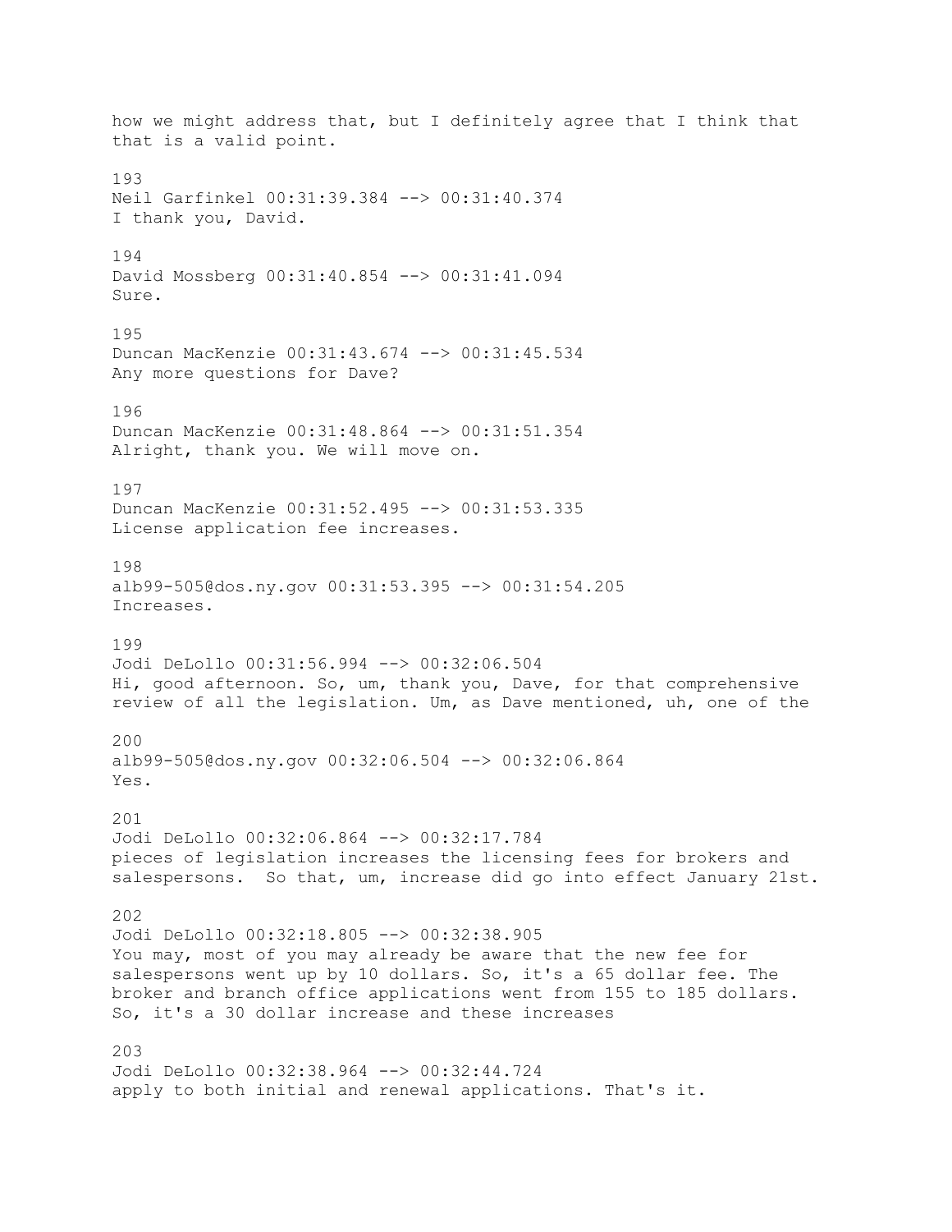how we might address that, but I definitely agree that I think that that is a valid point.

193
Neil Garfinkel 00:31:39.384 --> 00:31:40.374
I thank you, David.

194
David Mossberg 00:31:40.854 --> 00:31:41.094
Sure.

195
Duncan MacKenzie 00:31:43.674 --> 00:31:45.534
Any more questions for Dave?

196
Duncan MacKenzie 00:31:48.864 --> 00:31:51.354
Alright, thank you. We will move on.

197
Duncan MacKenzie 00:31:52.495 --> 00:31:53.335
License application fee increases.

198
alb99-505@dos.ny.gov 00:31:53.395 --> 00:31:54.205
Increases.

199
Jodi DeLollo 00:31:56.994 --> 00:32:06.504
Hi, good afternoon. So, um, thank you, Dave, for that comprehensive review of all the legislation. Um, as Dave mentioned, uh, one of the

200
alb99-505@dos.ny.gov 00:32:06.504 --> 00:32:06.864
Yes.

201
Jodi DeLollo 00:32:06.864 --> 00:32:17.784
pieces of legislation increases the licensing fees for brokers and salespersons. So that, um, increase did go into effect January 21st.

202
Jodi DeLollo 00:32:18.805 --> 00:32:38.905
You may, most of you may already be aware that the new fee for salespersons went up by 10 dollars. So, it's a 65 dollar fee. The broker and branch office applications went from 155 to 185 dollars. So, it's a 30 dollar increase and these increases

203
Jodi DeLollo 00:32:38.964 --> 00:32:44.724
apply to both initial and renewal applications. That's it.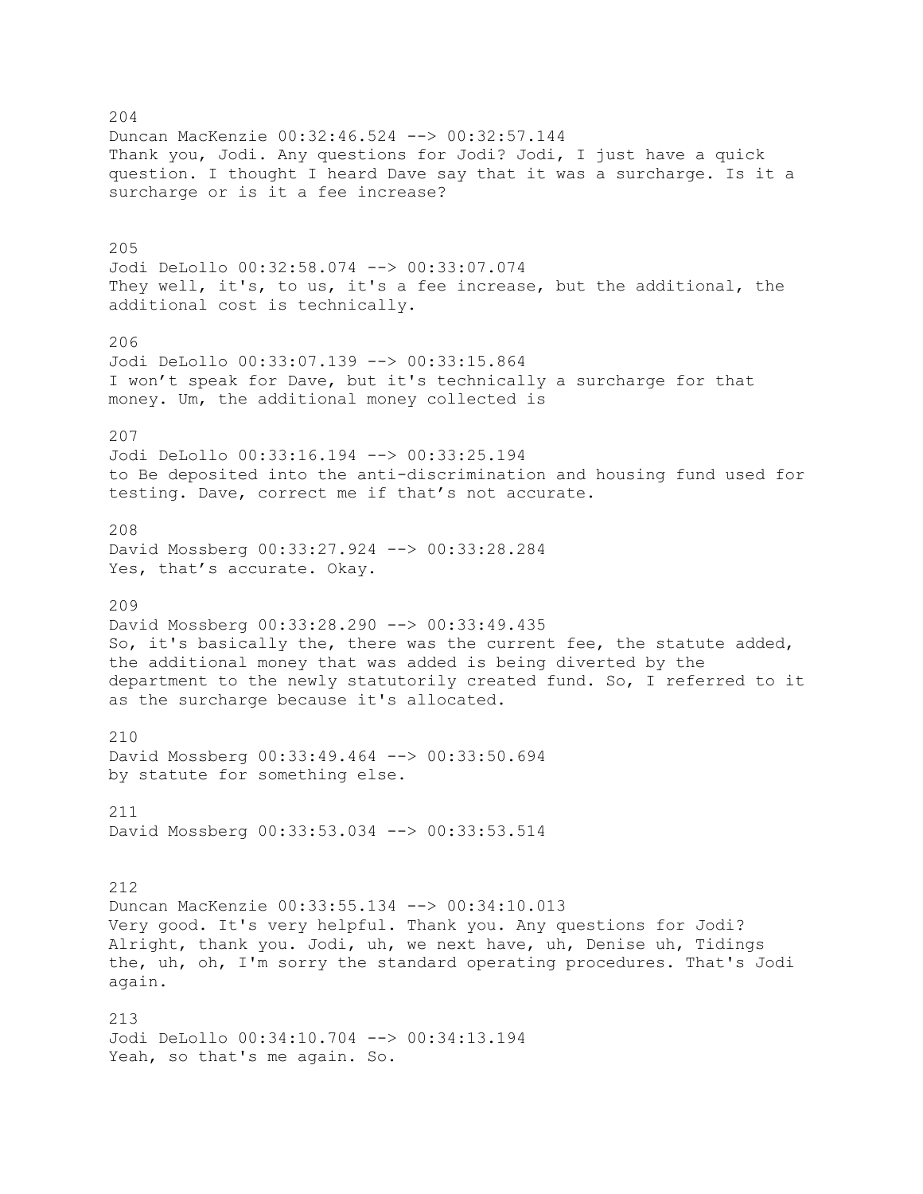204
Duncan MacKenzie 00:32:46.524 --> 00:32:57.144
Thank you, Jodi. Any questions for Jodi? Jodi, I just have a quick question. I thought I heard Dave say that it was a surcharge. Is it a surcharge or is it a fee increase?

205
Jodi DeLollo 00:32:58.074 --> 00:33:07.074
They well, it's, to us, it's a fee increase, but the additional, the additional cost is technically.

206
Jodi DeLollo 00:33:07.139 --> 00:33:15.864
I won't speak for Dave, but it's technically a surcharge for that money. Um, the additional money collected is

207
Jodi DeLollo 00:33:16.194 --> 00:33:25.194
to Be deposited into the anti-discrimination and housing fund used for testing. Dave, correct me if that's not accurate.

208
David Mossberg 00:33:27.924 --> 00:33:28.284
Yes, that's accurate. Okay.

209
David Mossberg 00:33:28.290 --> 00:33:49.435
So, it's basically the, there was the current fee, the statute added, the additional money that was added is being diverted by the department to the newly statutorily created fund. So, I referred to it as the surcharge because it's allocated.

210
David Mossberg 00:33:49.464 --> 00:33:50.694
by statute for something else.

211
David Mossberg 00:33:53.034 --> 00:33:53.514

212
Duncan MacKenzie 00:33:55.134 --> 00:34:10.013
Very good. It's very helpful. Thank you. Any questions for Jodi? Alright, thank you. Jodi, uh, we next have, uh, Denise uh, Tidings the, uh, oh, I'm sorry the standard operating procedures. That's Jodi again.

213
Jodi DeLollo 00:34:10.704 --> 00:34:13.194
Yeah, so that's me again. So.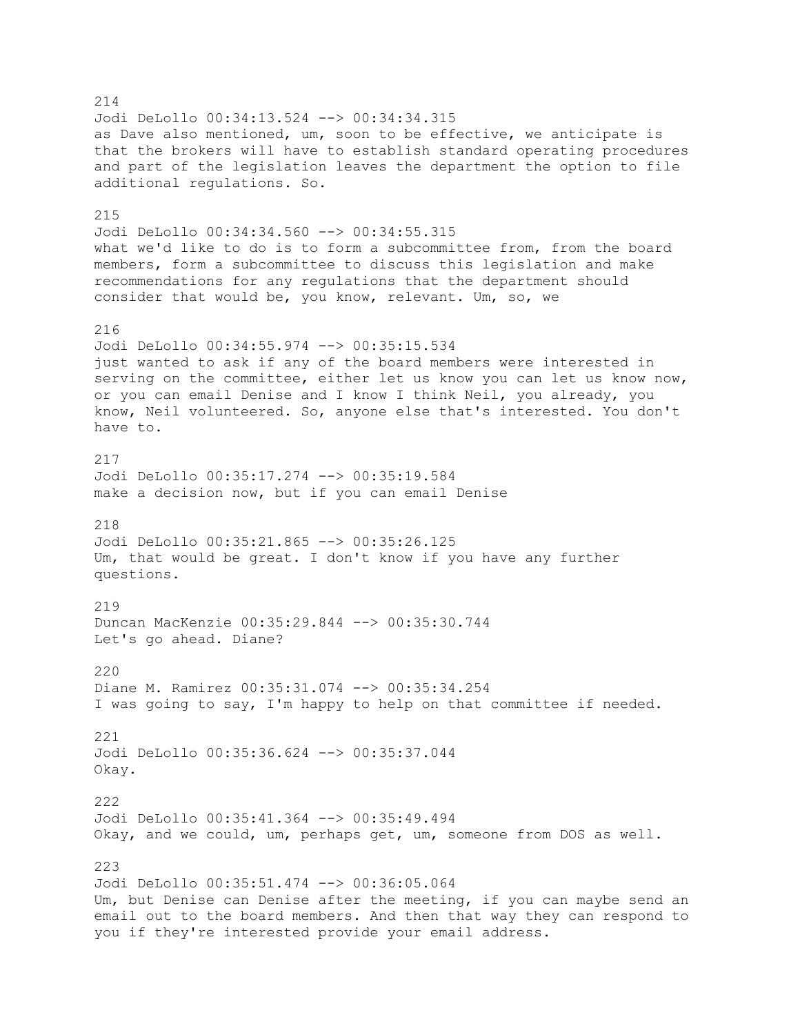214
Jodi DeLollo 00:34:13.524 --> 00:34:34.315
as Dave also mentioned, um, soon to be effective, we anticipate is that the brokers will have to establish standard operating procedures and part of the legislation leaves the department the option to file additional regulations. So.

215
Jodi DeLollo 00:34:34.560 --> 00:34:55.315
what we'd like to do is to form a subcommittee from, from the board members, form a subcommittee to discuss this legislation and make recommendations for any regulations that the department should consider that would be, you know, relevant. Um, so, we

216
Jodi DeLollo 00:34:55.974 --> 00:35:15.534
just wanted to ask if any of the board members were interested in serving on the committee, either let us know you can let us know now, or you can email Denise and I know I think Neil, you already, you know, Neil volunteered. So, anyone else that's interested. You don't have to.

217
Jodi DeLollo 00:35:17.274 --> 00:35:19.584
make a decision now, but if you can email Denise

218
Jodi DeLollo 00:35:21.865 --> 00:35:26.125
Um, that would be great. I don't know if you have any further questions.

219
Duncan MacKenzie 00:35:29.844 --> 00:35:30.744
Let's go ahead. Diane?

220
Diane M. Ramirez 00:35:31.074 --> 00:35:34.254
I was going to say, I'm happy to help on that committee if needed.

221
Jodi DeLollo 00:35:36.624 --> 00:35:37.044
Okay.

222
Jodi DeLollo 00:35:41.364 --> 00:35:49.494
Okay, and we could, um, perhaps get, um, someone from DOS as well.

223
Jodi DeLollo 00:35:51.474 --> 00:36:05.064
Um, but Denise can Denise after the meeting, if you can maybe send an email out to the board members. And then that way they can respond to you if they're interested provide your email address.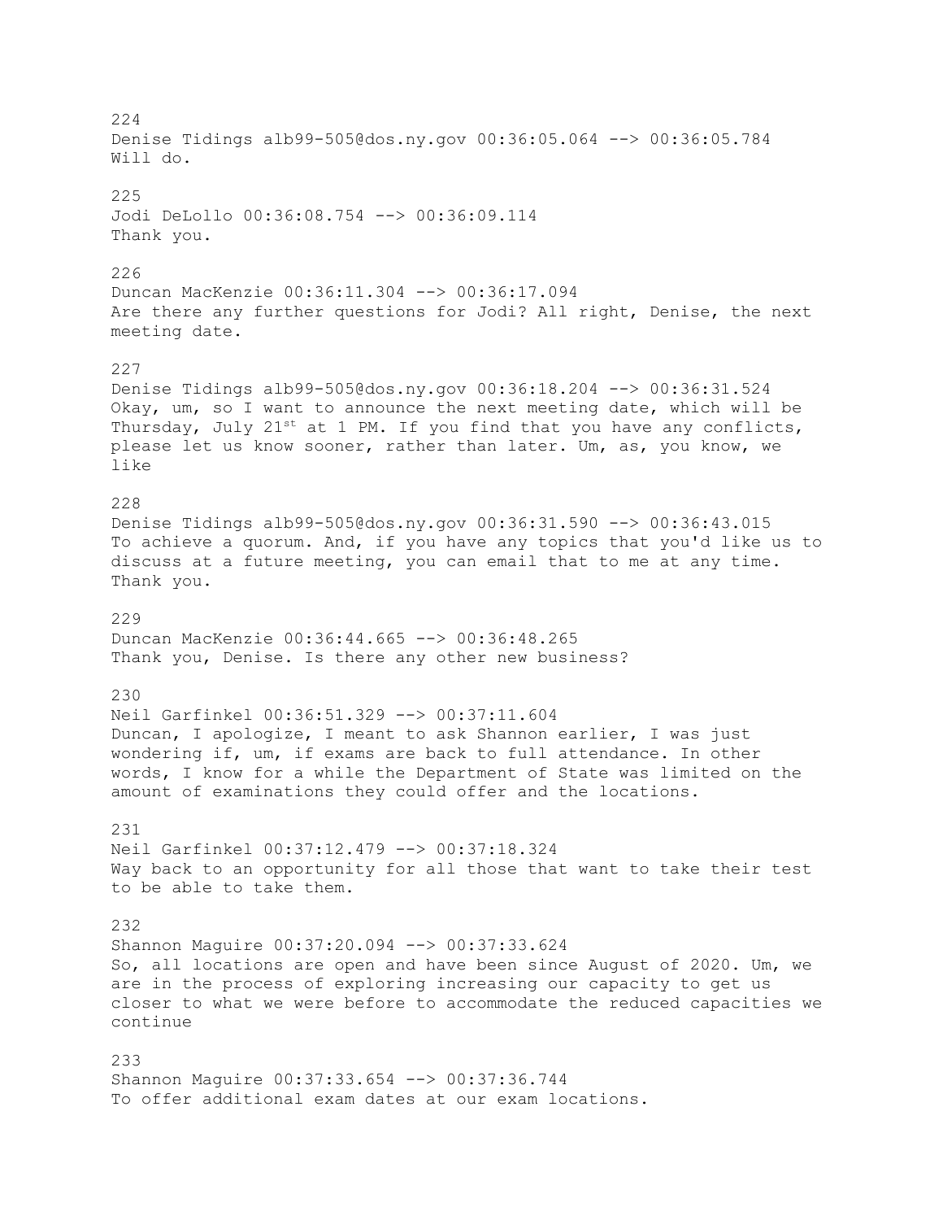224
Denise Tidings alb99-505@dos.ny.gov 00:36:05.064 --> 00:36:05.784
Will do.

225
Jodi DeLollo 00:36:08.754 --> 00:36:09.114
Thank you.

226
Duncan MacKenzie 00:36:11.304 --> 00:36:17.094
Are there any further questions for Jodi? All right, Denise, the next meeting date.

227
Denise Tidings alb99-505@dos.ny.gov 00:36:18.204 --> 00:36:31.524
Okay, um, so I want to announce the next meeting date, which will be Thursday, July 21st at 1 PM. If you find that you have any conflicts, please let us know sooner, rather than later. Um, as, you know, we like

228
Denise Tidings alb99-505@dos.ny.gov 00:36:31.590 --> 00:36:43.015
To achieve a quorum. And, if you have any topics that you'd like us to discuss at a future meeting, you can email that to me at any time. Thank you.

229
Duncan MacKenzie 00:36:44.665 --> 00:36:48.265
Thank you, Denise. Is there any other new business?

230
Neil Garfinkel 00:36:51.329 --> 00:37:11.604
Duncan, I apologize, I meant to ask Shannon earlier, I was just wondering if, um, if exams are back to full attendance. In other words, I know for a while the Department of State was limited on the amount of examinations they could offer and the locations.

231
Neil Garfinkel 00:37:12.479 --> 00:37:18.324
Way back to an opportunity for all those that want to take their test to be able to take them.

232
Shannon Maguire 00:37:20.094 --> 00:37:33.624
So, all locations are open and have been since August of 2020. Um, we are in the process of exploring increasing our capacity to get us closer to what we were before to accommodate the reduced capacities we continue

233
Shannon Maguire 00:37:33.654 --> 00:37:36.744
To offer additional exam dates at our exam locations.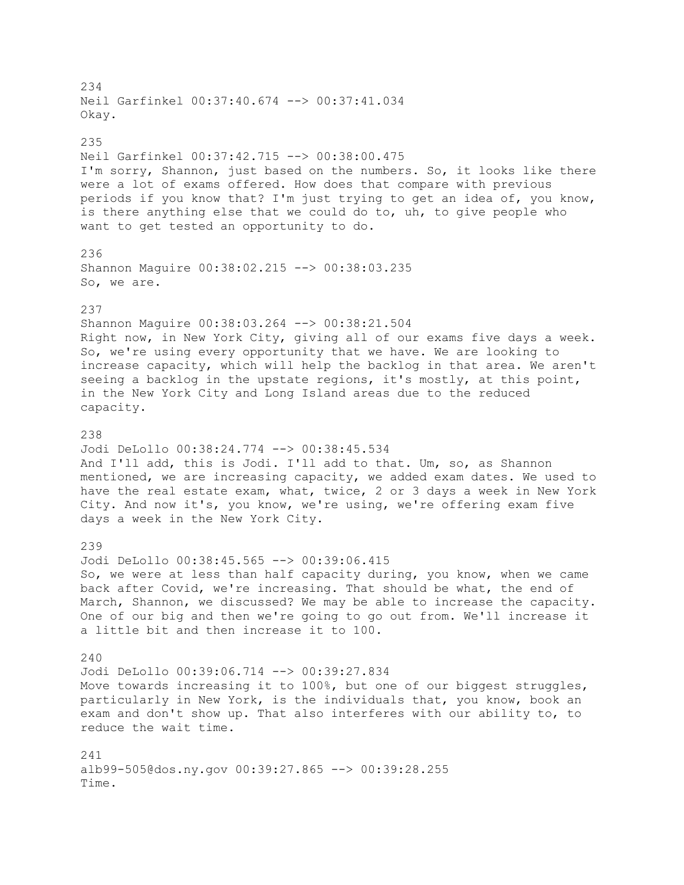234
Neil Garfinkel 00:37:40.674 --> 00:37:41.034
Okay.

235
Neil Garfinkel 00:37:42.715 --> 00:38:00.475
I'm sorry, Shannon, just based on the numbers. So, it looks like there were a lot of exams offered. How does that compare with previous periods if you know that? I'm just trying to get an idea of, you know, is there anything else that we could do to, uh, to give people who want to get tested an opportunity to do.

236
Shannon Maguire 00:38:02.215 --> 00:38:03.235
So, we are.

237
Shannon Maguire 00:38:03.264 --> 00:38:21.504
Right now, in New York City, giving all of our exams five days a week. So, we're using every opportunity that we have. We are looking to increase capacity, which will help the backlog in that area. We aren't seeing a backlog in the upstate regions, it's mostly, at this point, in the New York City and Long Island areas due to the reduced capacity.

238
Jodi DeLollo 00:38:24.774 --> 00:38:45.534
And I'll add, this is Jodi. I'll add to that. Um, so, as Shannon mentioned, we are increasing capacity, we added exam dates. We used to have the real estate exam, what, twice, 2 or 3 days a week in New York City. And now it's, you know, we're using, we're offering exam five days a week in the New York City.

239
Jodi DeLollo 00:38:45.565 --> 00:39:06.415
So, we were at less than half capacity during, you know, when we came back after Covid, we're increasing. That should be what, the end of March, Shannon, we discussed? We may be able to increase the capacity. One of our big and then we're going to go out from. We'll increase it a little bit and then increase it to 100.

240
Jodi DeLollo 00:39:06.714 --> 00:39:27.834
Move towards increasing it to 100%, but one of our biggest struggles, particularly in New York, is the individuals that, you know, book an exam and don't show up. That also interferes with our ability to, to reduce the wait time.

241
alb99-505@dos.ny.gov 00:39:27.865 --> 00:39:28.255
Time.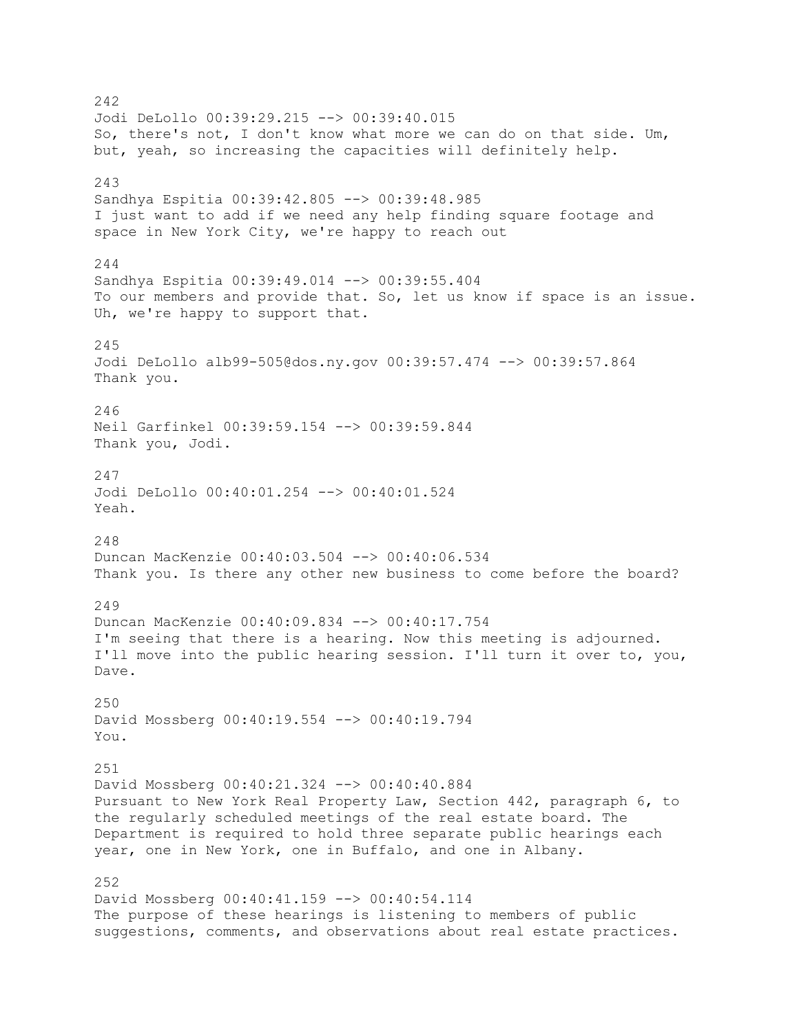242
Jodi DeLollo 00:39:29.215 --> 00:39:40.015
So, there's not, I don't know what more we can do on that side. Um, but, yeah, so increasing the capacities will definitely help.

243
Sandhya Espitia 00:39:42.805 --> 00:39:48.985
I just want to add if we need any help finding square footage and space in New York City, we're happy to reach out

244
Sandhya Espitia 00:39:49.014 --> 00:39:55.404
To our members and provide that. So, let us know if space is an issue. Uh, we're happy to support that.

245
Jodi DeLollo alb99-505@dos.ny.gov 00:39:57.474 --> 00:39:57.864
Thank you.

246
Neil Garfinkel 00:39:59.154 --> 00:39:59.844
Thank you, Jodi.

247
Jodi DeLollo 00:40:01.254 --> 00:40:01.524
Yeah.

248
Duncan MacKenzie 00:40:03.504 --> 00:40:06.534
Thank you. Is there any other new business to come before the board?

249
Duncan MacKenzie 00:40:09.834 --> 00:40:17.754
I'm seeing that there is a hearing. Now this meeting is adjourned. I'll move into the public hearing session. I'll turn it over to, you, Dave.

250
David Mossberg 00:40:19.554 --> 00:40:19.794
You.

251
David Mossberg 00:40:21.324 --> 00:40:40.884
Pursuant to New York Real Property Law, Section 442, paragraph 6, to the regularly scheduled meetings of the real estate board. The Department is required to hold three separate public hearings each year, one in New York, one in Buffalo, and one in Albany.

252
David Mossberg 00:40:41.159 --> 00:40:54.114
The purpose of these hearings is listening to members of public suggestions, comments, and observations about real estate practices.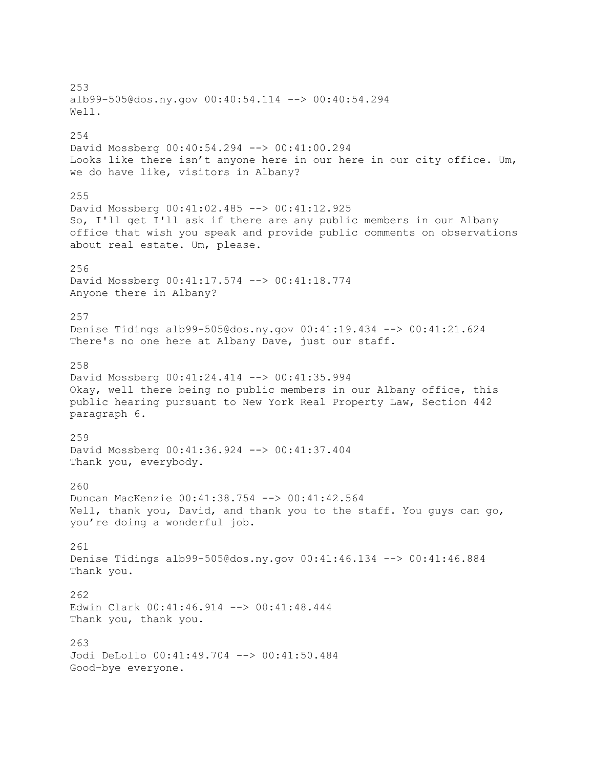253
alb99-505@dos.ny.gov 00:40:54.114 --> 00:40:54.294
Well.

254
David Mossberg 00:40:54.294 --> 00:41:00.294
Looks like there isn't anyone here in our here in our city office. Um, we do have like, visitors in Albany?

255
David Mossberg 00:41:02.485 --> 00:41:12.925
So, I'll get I'll ask if there are any public members in our Albany office that wish you speak and provide public comments on observations about real estate. Um, please.

256
David Mossberg 00:41:17.574 --> 00:41:18.774
Anyone there in Albany?

257
Denise Tidings alb99-505@dos.ny.gov 00:41:19.434 --> 00:41:21.624
There's no one here at Albany Dave, just our staff.

258
David Mossberg 00:41:24.414 --> 00:41:35.994
Okay, well there being no public members in our Albany office, this public hearing pursuant to New York Real Property Law, Section 442 paragraph 6.

259
David Mossberg 00:41:36.924 --> 00:41:37.404
Thank you, everybody.

260
Duncan MacKenzie 00:41:38.754 --> 00:41:42.564
Well, thank you, David, and thank you to the staff. You guys can go, you're doing a wonderful job.

261
Denise Tidings alb99-505@dos.ny.gov 00:41:46.134 --> 00:41:46.884
Thank you.

262
Edwin Clark 00:41:46.914 --> 00:41:48.444
Thank you, thank you.

263
Jodi DeLollo 00:41:49.704 --> 00:41:50.484
Good-bye everyone.